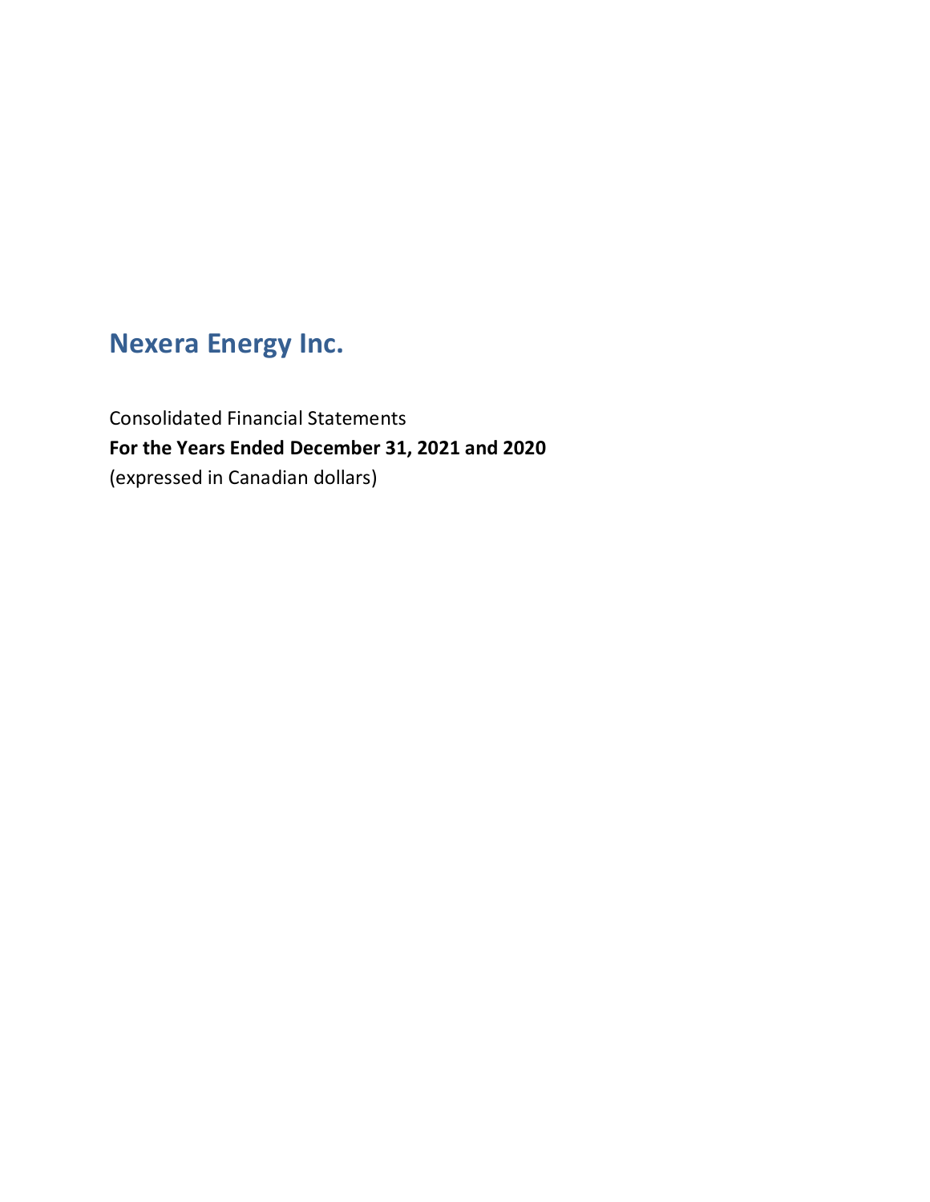# Nexera Energy Inc.

Consolidated Financial Statements

**For the Years Ended December 31, 2021 and 2020**

(expressed in Canadian dollars)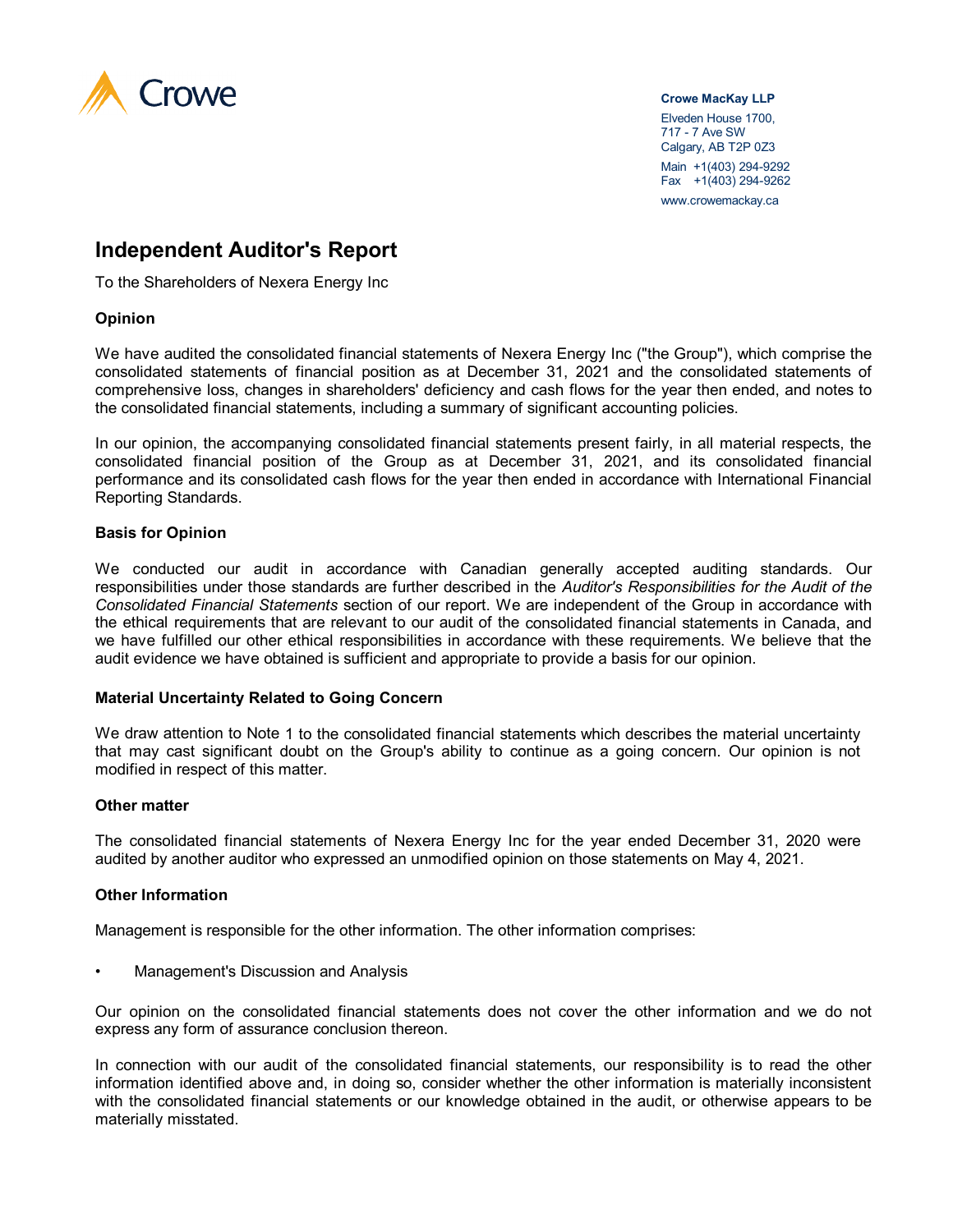Crowe

**Crowe MacKay LLP**
Elveden House 1700,
717 - 7 Ave SW
Calgary, AB T2P 0Z3
Main +1(403) 294-9292
Fax +1(403) 294-9262
www.crowemackay.ca

# Independent Auditor's Report

To the Shareholders of Nexera Energy Inc

### Opinion

We have audited the consolidated financial statements of Nexera Energy Inc ("the Group"), which comprise the consolidated statements of financial position as at December 31, 2021 and the consolidated statements of comprehensive loss, changes in shareholders' deficiency and cash flows for the year then ended, and notes to the consolidated financial statements, including a summary of significant accounting policies.

In our opinion, the accompanying consolidated financial statements present fairly, in all material respects, the consolidated financial position of the Group as at December 31, 2021, and its consolidated financial performance and its consolidated cash flows for the year then ended in accordance with International Financial Reporting Standards.

### Basis for Opinion

We conducted our audit in accordance with Canadian generally accepted auditing standards. Our responsibilities under those standards are further described in the *Auditor's Responsibilities for the Audit of the Consolidated Financial Statements* section of our report. We are independent of the Group in accordance with the ethical requirements that are relevant to our audit of the consolidated financial statements in Canada, and we have fulfilled our other ethical responsibilities in accordance with these requirements. We believe that the audit evidence we have obtained is sufficient and appropriate to provide a basis for our opinion.

### Material Uncertainty Related to Going Concern

We draw attention to Note 1 to the consolidated financial statements which describes the material uncertainty that may cast significant doubt on the Group's ability to continue as a going concern. Our opinion is not modified in respect of this matter.

### Other matter

The consolidated financial statements of Nexera Energy Inc for the year ended December 31, 2020 were audited by another auditor who expressed an unmodified opinion on those statements on May 4, 2021.

### Other Information

Management is responsible for the other information. The other information comprises:

- Management's Discussion and Analysis

Our opinion on the consolidated financial statements does not cover the other information and we do not express any form of assurance conclusion thereon.

In connection with our audit of the consolidated financial statements, our responsibility is to read the other information identified above and, in doing so, consider whether the other information is materially inconsistent with the consolidated financial statements or our knowledge obtained in the audit, or otherwise appears to be materially misstated.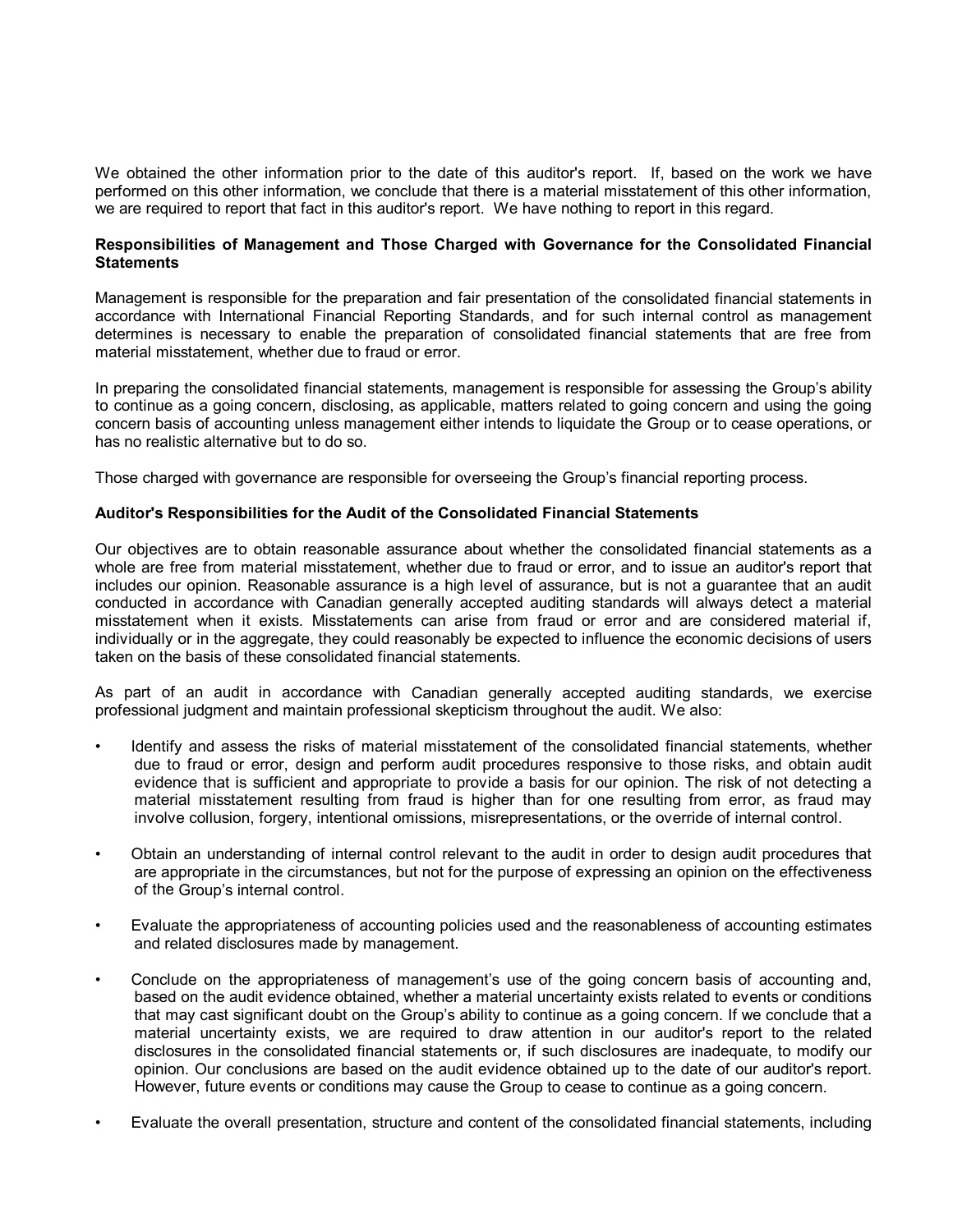We obtained the other information prior to the date of this auditor's report. If, based on the work we have performed on this other information, we conclude that there is a material misstatement of this other information, we are required to report that fact in this auditor's report. We have nothing to report in this regard.

**Responsibilities of Management and Those Charged with Governance for the Consolidated Financial Statements**

Management is responsible for the preparation and fair presentation of the consolidated financial statements in accordance with International Financial Reporting Standards, and for such internal control as management determines is necessary to enable the preparation of consolidated financial statements that are free from material misstatement, whether due to fraud or error.

In preparing the consolidated financial statements, management is responsible for assessing the Group's ability to continue as a going concern, disclosing, as applicable, matters related to going concern and using the going concern basis of accounting unless management either intends to liquidate the Group or to cease operations, or has no realistic alternative but to do so.

Those charged with governance are responsible for overseeing the Group's financial reporting process.

**Auditor's Responsibilities for the Audit of the Consolidated Financial Statements**

Our objectives are to obtain reasonable assurance about whether the consolidated financial statements as a whole are free from material misstatement, whether due to fraud or error, and to issue an auditor's report that includes our opinion. Reasonable assurance is a high level of assurance, but is not a guarantee that an audit conducted in accordance with Canadian generally accepted auditing standards will always detect a material misstatement when it exists. Misstatements can arise from fraud or error and are considered material if, individually or in the aggregate, they could reasonably be expected to influence the economic decisions of users taken on the basis of these consolidated financial statements.

As part of an audit in accordance with Canadian generally accepted auditing standards, we exercise professional judgment and maintain professional skepticism throughout the audit. We also:

- Identify and assess the risks of material misstatement of the consolidated financial statements, whether due to fraud or error, design and perform audit procedures responsive to those risks, and obtain audit evidence that is sufficient and appropriate to provide a basis for our opinion. The risk of not detecting a material misstatement resulting from fraud is higher than for one resulting from error, as fraud may involve collusion, forgery, intentional omissions, misrepresentations, or the override of internal control.

- Obtain an understanding of internal control relevant to the audit in order to design audit procedures that are appropriate in the circumstances, but not for the purpose of expressing an opinion on the effectiveness of the Group's internal control.

- Evaluate the appropriateness of accounting policies used and the reasonableness of accounting estimates and related disclosures made by management.

- Conclude on the appropriateness of management's use of the going concern basis of accounting and, based on the audit evidence obtained, whether a material uncertainty exists related to events or conditions that may cast significant doubt on the Group's ability to continue as a going concern. If we conclude that a material uncertainty exists, we are required to draw attention in our auditor's report to the related disclosures in the consolidated financial statements or, if such disclosures are inadequate, to modify our opinion. Our conclusions are based on the audit evidence obtained up to the date of our auditor's report. However, future events or conditions may cause the Group to cease to continue as a going concern.

- Evaluate the overall presentation, structure and content of the consolidated financial statements, including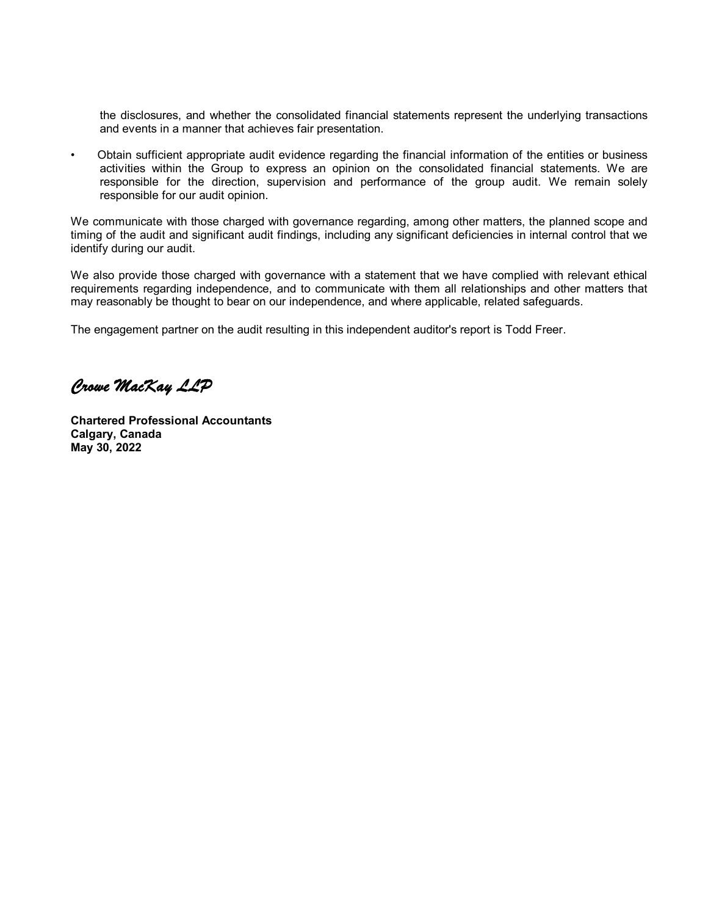the disclosures, and whether the consolidated financial statements represent the underlying transactions and events in a manner that achieves fair presentation.

- Obtain sufficient appropriate audit evidence regarding the financial information of the entities or business activities within the Group to express an opinion on the consolidated financial statements. We are responsible for the direction, supervision and performance of the group audit. We remain solely responsible for our audit opinion.

We communicate with those charged with governance regarding, among other matters, the planned scope and timing of the audit and significant audit findings, including any significant deficiencies in internal control that we identify during our audit.

We also provide those charged with governance with a statement that we have complied with relevant ethical requirements regarding independence, and to communicate with them all relationships and other matters that may reasonably be thought to bear on our independence, and where applicable, related safeguards.

The engagement partner on the audit resulting in this independent auditor's report is Todd Freer.

*Crowe MacKay LLP*

**Chartered Professional Accountants**
**Calgary, Canada**
**May 30, 2022**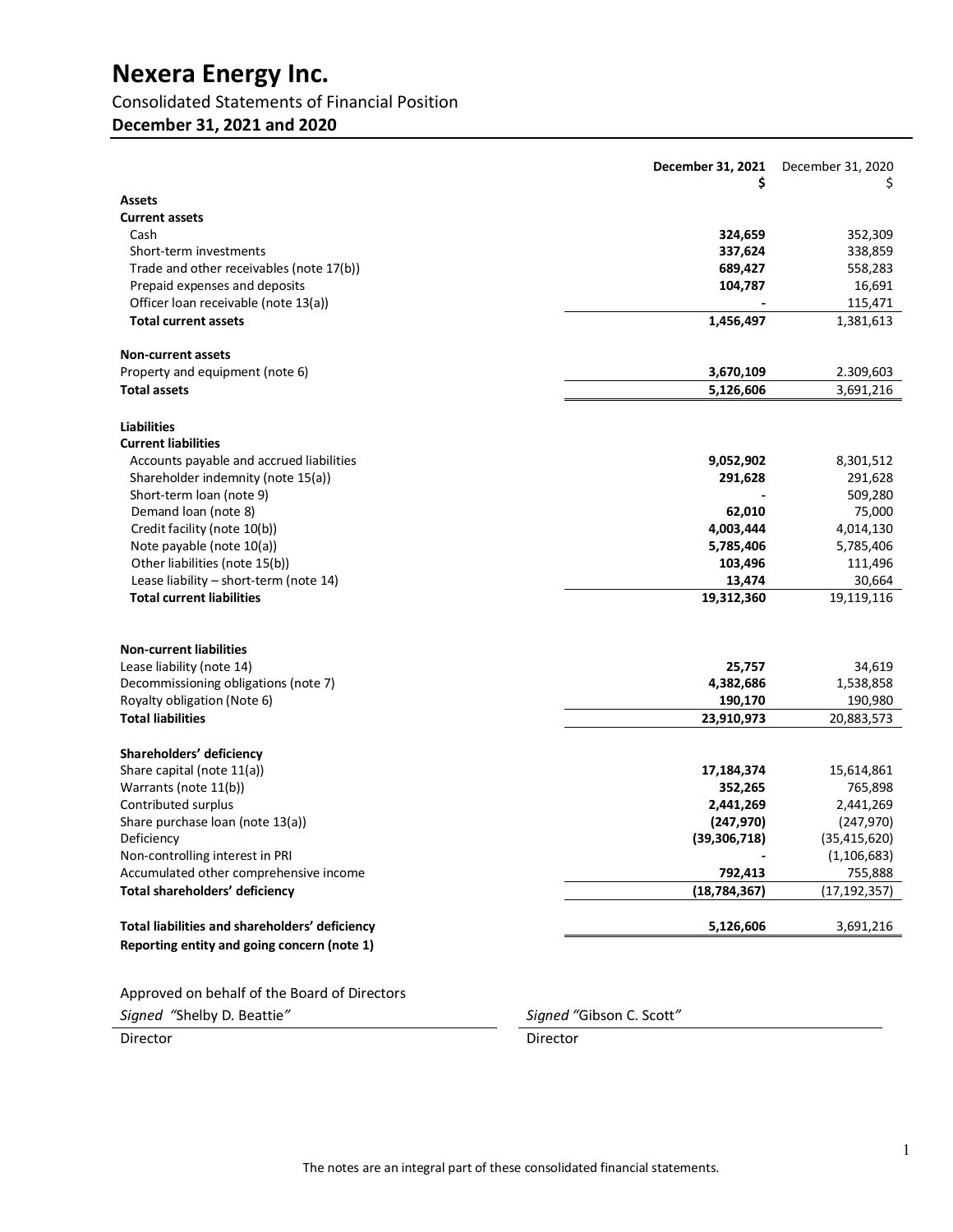# Nexera Energy Inc.

Consolidated Statements of Financial Position

**December 31, 2021 and 2020**

| | **December 31, 2021 $** | December 31, 2020 $ |
|---|---|---|
| **Assets** | | |
| **Current assets** | | |
| Cash | **324,659** | 352,309 |
| Short-term investments | **337,624** | 338,859 |
| Trade and other receivables (note 17(b)) | **689,427** | 558,283 |
| Prepaid expenses and deposits | **104,787** | 16,691 |
| Officer loan receivable (note 13(a)) | **-** | 115,471 |
| **Total current assets** | **1,456,497** | 1,381,613 |
| | | |
| **Non-current assets** | | |
| Property and equipment (note 6) | **3,670,109** | 2.309,603 |
| **Total assets** | **5,126,606** | 3,691,216 |
| | | |
| **Liabilities** | | |
| **Current liabilities** | | |
| Accounts payable and accrued liabilities | **9,052,902** | 8,301,512 |
| Shareholder indemnity (note 15(a)) | **291,628** | 291,628 |
| Short-term loan (note 9) | **-** | 509,280 |
| Demand loan (note 8) | **62,010** | 75,000 |
| Credit facility (note 10(b)) | **4,003,444** | 4,014,130 |
| Note payable (note 10(a)) | **5,785,406** | 5,785,406 |
| Other liabilities (note 15(b)) | **103,496** | 111,496 |
| Lease liability – short-term (note 14) | **13,474** | 30,664 |
| **Total current liabilities** | **19,312,360** | 19,119,116 |
| | | |
| **Non-current liabilities** | | |
| Lease liability (note 14) | **25,757** | 34,619 |
| Decommissioning obligations (note 7) | **4,382,686** | 1,538,858 |
| Royalty obligation (Note 6) | **190,170** | 190,980 |
| **Total liabilities** | **23,910,973** | 20,883,573 |
| | | |
| **Shareholders' deficiency** | | |
| Share capital (note 11(a)) | **17,184,374** | 15,614,861 |
| Warrants (note 11(b)) | **352,265** | 765,898 |
| Contributed surplus | **2,441,269** | 2,441,269 |
| Share purchase loan (note 13(a)) | **(247,970)** | (247,970) |
| Deficiency | **(39,306,718)** | (35,415,620) |
| Non-controlling interest in PRI | **-** | (1,106,683) |
| Accumulated other comprehensive income | **792,413** | 755,888 |
| **Total shareholders' deficiency** | **(18,784,367)** | (17,192,357) |
| | | |
| **Total liabilities and shareholders' deficiency** | **5,126,606** | 3,691,216 |
| **Reporting entity and going concern (note 1)** | | |

Approved on behalf of the Board of Directors

*Signed* "Shelby D. Beattie"
Director

*Signed* "Gibson C. Scott"
Director

The notes are an integral part of these consolidated financial statements.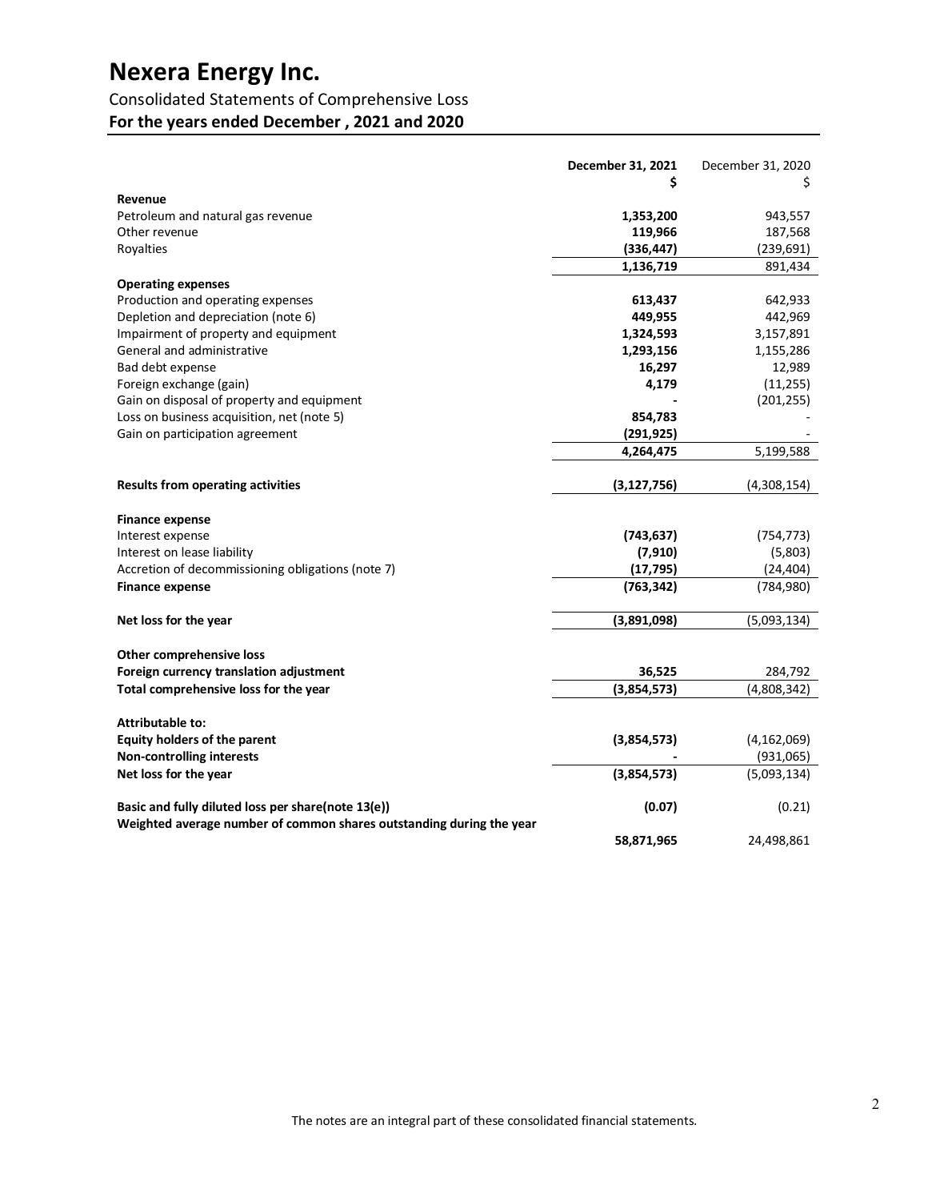# Nexera Energy Inc.

Consolidated Statements of Comprehensive Loss

**For the years ended December , 2021 and 2020**

| | **December 31, 2021** | December 31, 2020 |
|---|---|---|
| | **\$** | \$ |
| **Revenue** | | |
| Petroleum and natural gas revenue | **1,353,200** | 943,557 |
| Other revenue | **119,966** | 187,568 |
| Royalties | **(336,447)** | (239,691) |
| | **1,136,719** | 891,434 |
| **Operating expenses** | | |
| Production and operating expenses | **613,437** | 642,933 |
| Depletion and depreciation (note 6) | **449,955** | 442,969 |
| Impairment of property and equipment | **1,324,593** | 3,157,891 |
| General and administrative | **1,293,156** | 1,155,286 |
| Bad debt expense | **16,297** | 12,989 |
| Foreign exchange (gain) | **4,179** | (11,255) |
| Gain on disposal of property and equipment | **-** | (201,255) |
| Loss on business acquisition, net (note 5) | **854,783** | - |
| Gain on participation agreement | **(291,925)** | - |
| | **4,264,475** | 5,199,588 |
| **Results from operating activities** | **(3,127,756)** | (4,308,154) |
| **Finance expense** | | |
| Interest expense | **(743,637)** | (754,773) |
| Interest on lease liability | **(7,910)** | (5,803) |
| Accretion of decommissioning obligations (note 7) | **(17,795)** | (24,404) |
| **Finance expense** | **(763,342)** | (784,980) |
| **Net loss for the year** | **(3,891,098)** | (5,093,134) |
| **Other comprehensive loss** | | |
| **Foreign currency translation adjustment** | **36,525** | 284,792 |
| **Total comprehensive loss for the year** | **(3,854,573)** | (4,808,342) |
| **Attributable to:** | | |
| **Equity holders of the parent** | **(3,854,573)** | (4,162,069) |
| **Non-controlling interests** | **-** | (931,065) |
| **Net loss for the year** | **(3,854,573)** | (5,093,134) |
| **Basic and fully diluted loss per share(note 13(e))** | **(0.07)** | (0.21) |
| **Weighted average number of common shares outstanding during the year** | **58,871,965** | 24,498,861 |

The notes are an integral part of these consolidated financial statements.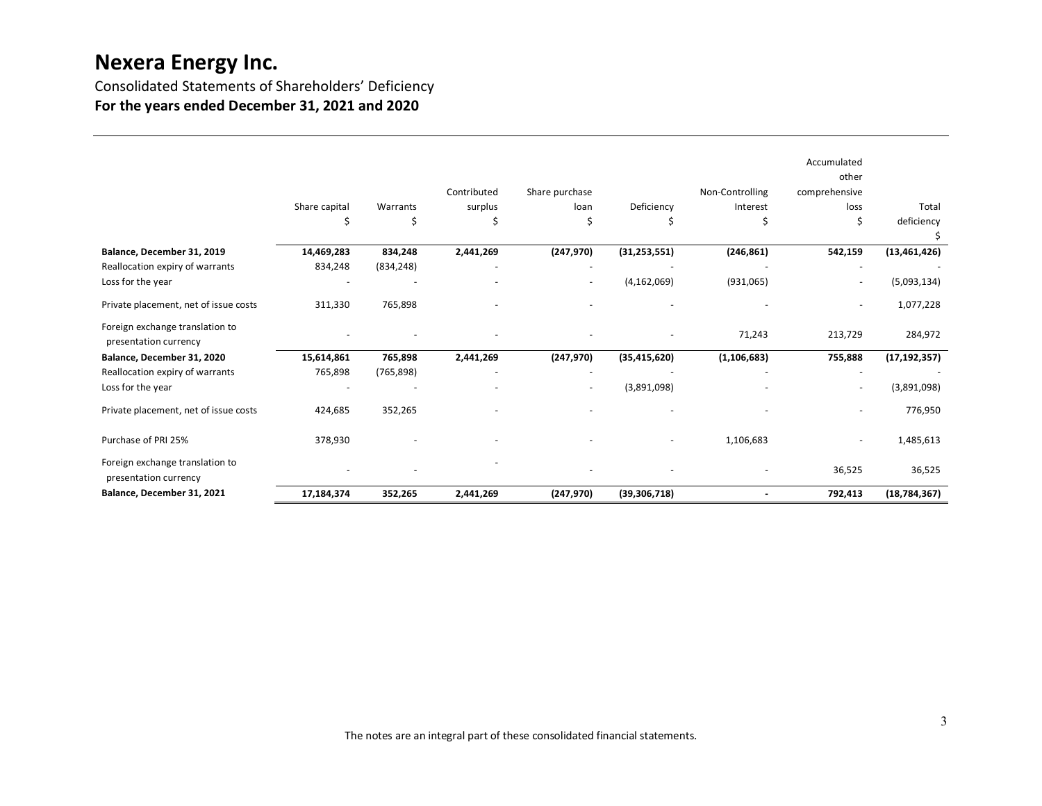# Nexera Energy Inc.

Consolidated Statements of Shareholders' Deficiency

**For the years ended December 31, 2021 and 2020**

| | Share capital<br>$ | Warrants<br>$ | Contributed surplus<br>$ | Share purchase loan<br>$ | Deficiency<br>$ | Non-Controlling Interest<br>$ | Accumulated other comprehensive loss<br>$ | Total deficiency<br>$ |
|---|---|---|---|---|---|---|---|---|
| **Balance, December 31, 2019** | **14,469,283** | **834,248** | **2,441,269** | **(247,970)** | **(31,253,551)** | **(246,861)** | **542,159** | **(13,461,426)** |
| Reallocation expiry of warrants | 834,248 | (834,248) | - | - | - | - | - | - |
| Loss for the year | - | - | - | - | (4,162,069) | (931,065) | - | (5,093,134) |
| Private placement, net of issue costs | 311,330 | 765,898 | - | - | - | - | - | 1,077,228 |
| Foreign exchange translation to presentation currency | - | - | - | - | - | 71,243 | 213,729 | 284,972 |
| **Balance, December 31, 2020** | **15,614,861** | **765,898** | **2,441,269** | **(247,970)** | **(35,415,620)** | **(1,106,683)** | **755,888** | **(17,192,357)** |
| Reallocation expiry of warrants | 765,898 | (765,898) | - | - | - | - | - | - |
| Loss for the year | - | - | - | - | (3,891,098) | - | - | (3,891,098) |
| Private placement, net of issue costs | 424,685 | 352,265 | - | - | - | - | - | 776,950 |
| Purchase of PRI 25% | 378,930 | - | - | - | - | 1,106,683 | - | 1,485,613 |
| Foreign exchange translation to presentation currency | - | - | - | - | - | - | 36,525 | 36,525 |
| **Balance, December 31, 2021** | **17,184,374** | **352,265** | **2,441,269** | **(247,970)** | **(39,306,718)** | **-** | **792,413** | **(18,784,367)** |

The notes are an integral part of these consolidated financial statements.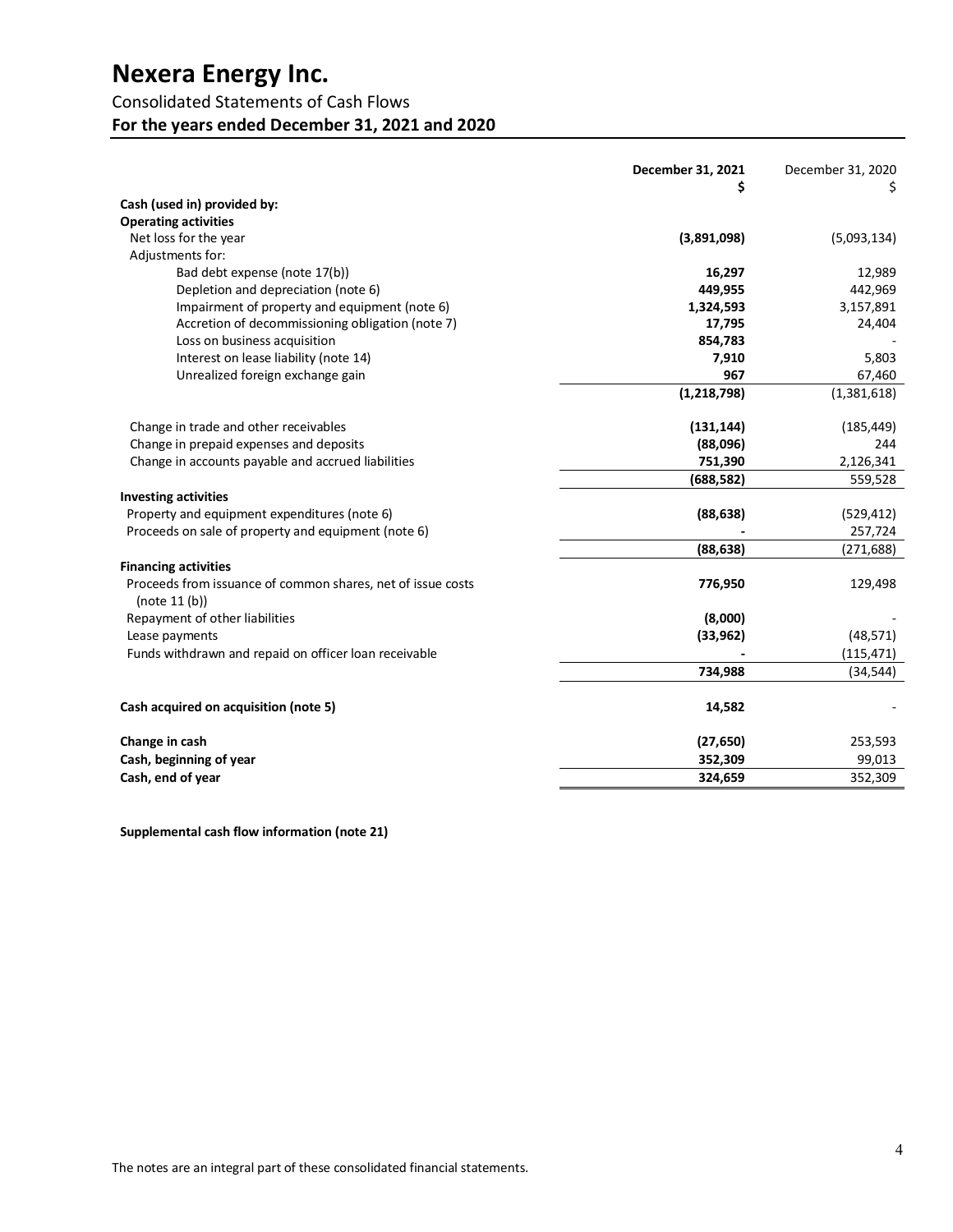# Nexera Energy Inc.

Consolidated Statements of Cash Flows

**For the years ended December 31, 2021 and 2020**

| | **December 31, 2021** | December 31, 2020 |
|---|---|---|
| | **$** | $ |
| **Cash (used in) provided by:** | | |
| **Operating activities** | | |
| Net loss for the year | **(3,891,098)** | (5,093,134) |
| Adjustments for: | | |
| Bad debt expense (note 17(b)) | **16,297** | 12,989 |
| Depletion and depreciation (note 6) | **449,955** | 442,969 |
| Impairment of property and equipment (note 6) | **1,324,593** | 3,157,891 |
| Accretion of decommissioning obligation (note 7) | **17,795** | 24,404 |
| Loss on business acquisition | **854,783** | - |
| Interest on lease liability (note 14) | **7,910** | 5,803 |
| Unrealized foreign exchange gain | **967** | 67,460 |
| | **(1,218,798)** | (1,381,618) |
| Change in trade and other receivables | **(131,144)** | (185,449) |
| Change in prepaid expenses and deposits | **(88,096)** | 244 |
| Change in accounts payable and accrued liabilities | **751,390** | 2,126,341 |
| | **(688,582)** | 559,528 |
| **Investing activities** | | |
| Property and equipment expenditures (note 6) | **(88,638)** | (529,412) |
| Proceeds on sale of property and equipment (note 6) | **-** | 257,724 |
| | **(88,638)** | (271,688) |
| **Financing activities** | | |
| Proceeds from issuance of common shares, net of issue costs (note 11 (b)) | **776,950** | 129,498 |
| Repayment of other liabilities | **(8,000)** | - |
| Lease payments | **(33,962)** | (48,571) |
| Funds withdrawn and repaid on officer loan receivable | **-** | (115,471) |
| | **734,988** | (34,544) |
| **Cash acquired on acquisition (note 5)** | **14,582** | - |
| **Change in cash** | **(27,650)** | 253,593 |
| **Cash, beginning of year** | **352,309** | 99,013 |
| **Cash, end of year** | **324,659** | 352,309 |

**Supplemental cash flow information (note 21)**

The notes are an integral part of these consolidated financial statements.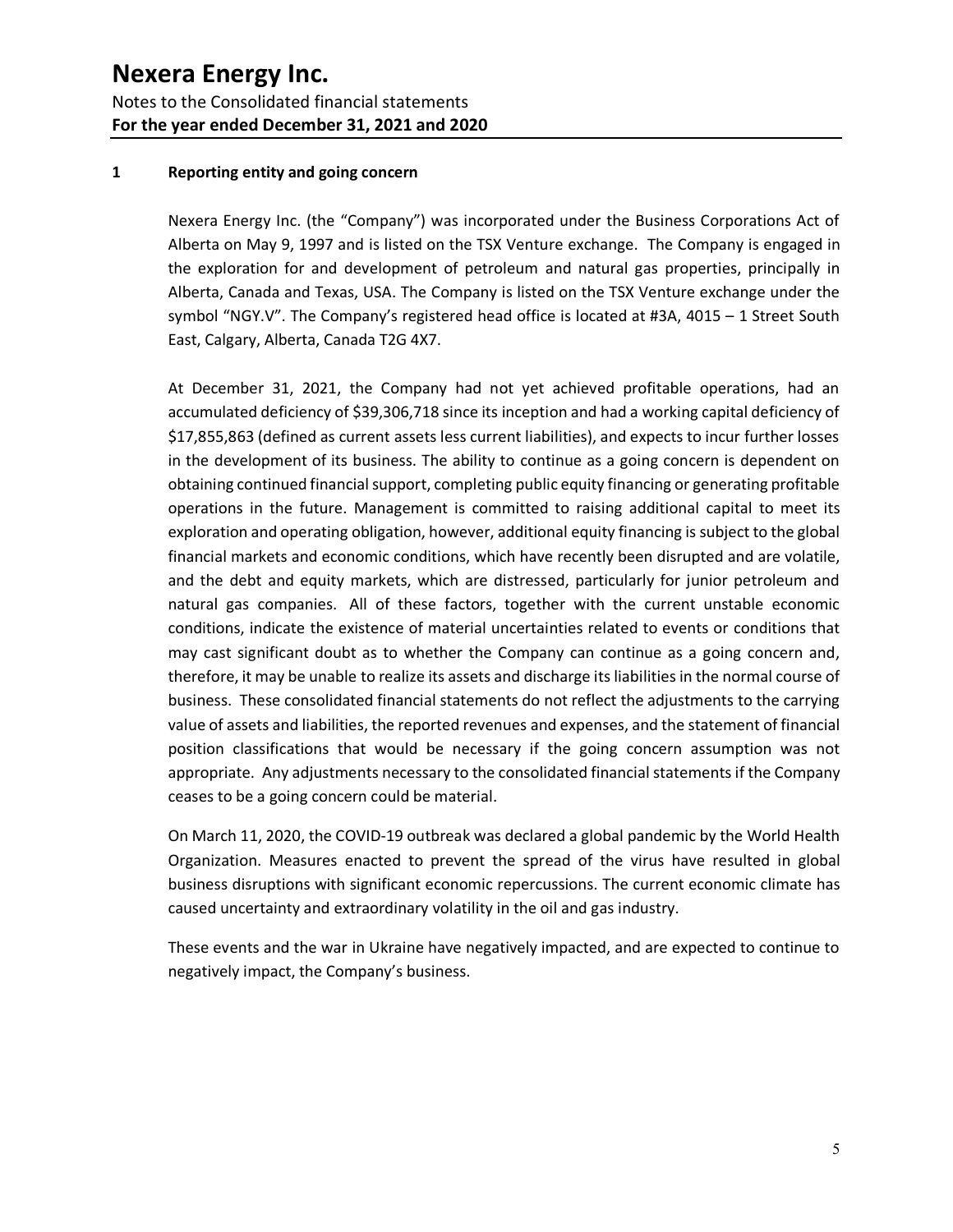## 1 Reporting entity and going concern

Nexera Energy Inc. (the "Company") was incorporated under the Business Corporations Act of Alberta on May 9, 1997 and is listed on the TSX Venture exchange. The Company is engaged in the exploration for and development of petroleum and natural gas properties, principally in Alberta, Canada and Texas, USA. The Company is listed on the TSX Venture exchange under the symbol "NGY.V". The Company's registered head office is located at #3A, 4015 – 1 Street South East, Calgary, Alberta, Canada T2G 4X7.

At December 31, 2021, the Company had not yet achieved profitable operations, had an accumulated deficiency of $39,306,718 since its inception and had a working capital deficiency of $17,855,863 (defined as current assets less current liabilities), and expects to incur further losses in the development of its business. The ability to continue as a going concern is dependent on obtaining continued financial support, completing public equity financing or generating profitable operations in the future. Management is committed to raising additional capital to meet its exploration and operating obligation, however, additional equity financing is subject to the global financial markets and economic conditions, which have recently been disrupted and are volatile, and the debt and equity markets, which are distressed, particularly for junior petroleum and natural gas companies. All of these factors, together with the current unstable economic conditions, indicate the existence of material uncertainties related to events or conditions that may cast significant doubt as to whether the Company can continue as a going concern and, therefore, it may be unable to realize its assets and discharge its liabilities in the normal course of business. These consolidated financial statements do not reflect the adjustments to the carrying value of assets and liabilities, the reported revenues and expenses, and the statement of financial position classifications that would be necessary if the going concern assumption was not appropriate. Any adjustments necessary to the consolidated financial statements if the Company ceases to be a going concern could be material.

On March 11, 2020, the COVID-19 outbreak was declared a global pandemic by the World Health Organization. Measures enacted to prevent the spread of the virus have resulted in global business disruptions with significant economic repercussions. The current economic climate has caused uncertainty and extraordinary volatility in the oil and gas industry.

These events and the war in Ukraine have negatively impacted, and are expected to continue to negatively impact, the Company's business.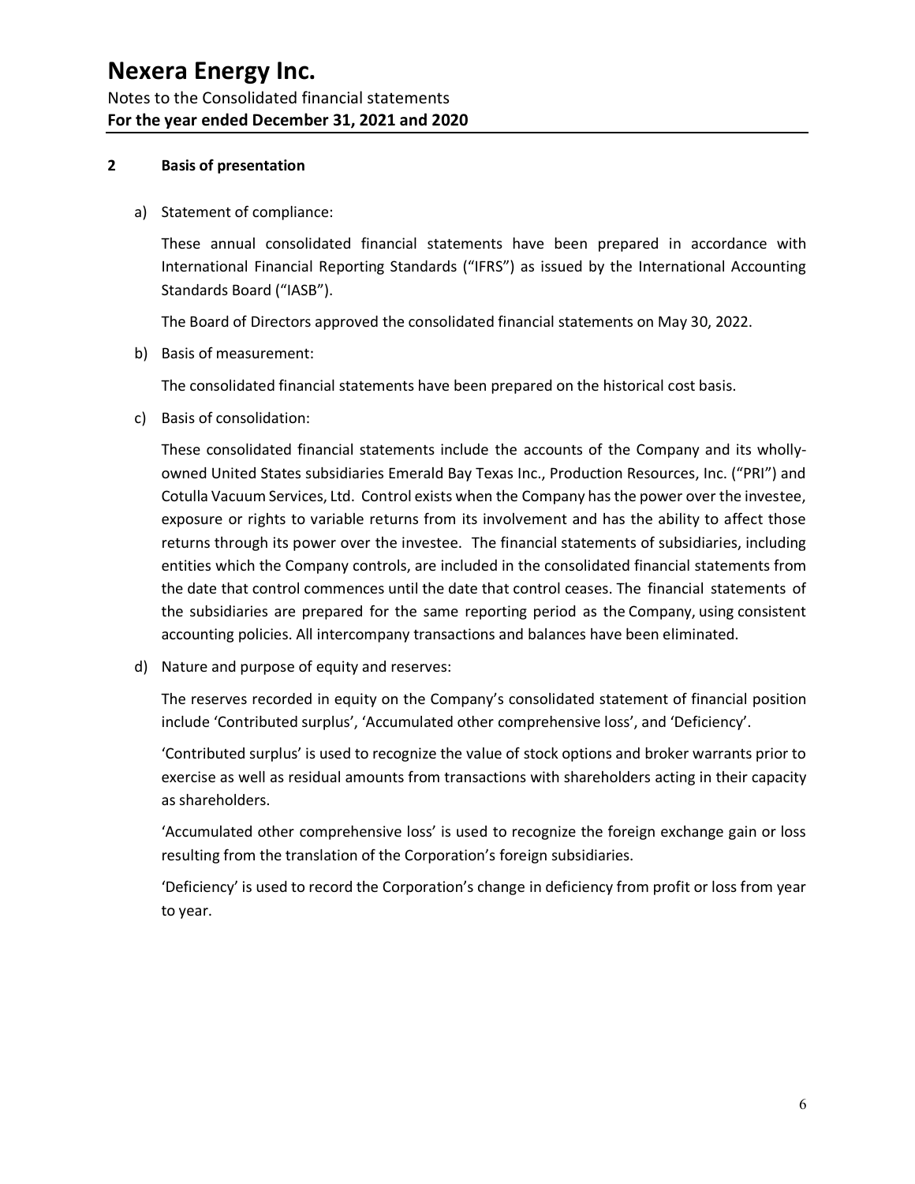## 2 Basis of presentation

a) Statement of compliance:

These annual consolidated financial statements have been prepared in accordance with International Financial Reporting Standards ("IFRS") as issued by the International Accounting Standards Board ("IASB").

The Board of Directors approved the consolidated financial statements on May 30, 2022.

b) Basis of measurement:

The consolidated financial statements have been prepared on the historical cost basis.

c) Basis of consolidation:

These consolidated financial statements include the accounts of the Company and its wholly-owned United States subsidiaries Emerald Bay Texas Inc., Production Resources, Inc. ("PRI") and Cotulla Vacuum Services, Ltd. Control exists when the Company has the power over the investee, exposure or rights to variable returns from its involvement and has the ability to affect those returns through its power over the investee. The financial statements of subsidiaries, including entities which the Company controls, are included in the consolidated financial statements from the date that control commences until the date that control ceases. The financial statements of the subsidiaries are prepared for the same reporting period as the Company, using consistent accounting policies. All intercompany transactions and balances have been eliminated.

d) Nature and purpose of equity and reserves:

The reserves recorded in equity on the Company's consolidated statement of financial position include 'Contributed surplus', 'Accumulated other comprehensive loss', and 'Deficiency'.

'Contributed surplus' is used to recognize the value of stock options and broker warrants prior to exercise as well as residual amounts from transactions with shareholders acting in their capacity as shareholders.

'Accumulated other comprehensive loss' is used to recognize the foreign exchange gain or loss resulting from the translation of the Corporation's foreign subsidiaries.

'Deficiency' is used to record the Corporation's change in deficiency from profit or loss from year to year.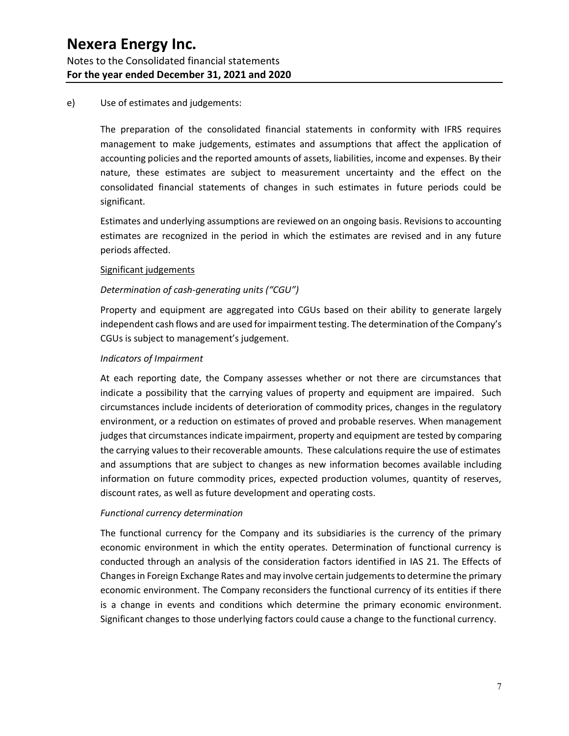e) Use of estimates and judgements:

The preparation of the consolidated financial statements in conformity with IFRS requires management to make judgements, estimates and assumptions that affect the application of accounting policies and the reported amounts of assets, liabilities, income and expenses. By their nature, these estimates are subject to measurement uncertainty and the effect on the consolidated financial statements of changes in such estimates in future periods could be significant.

Estimates and underlying assumptions are reviewed on an ongoing basis. Revisions to accounting estimates are recognized in the period in which the estimates are revised and in any future periods affected.

Significant judgements

*Determination of cash-generating units ("CGU")*

Property and equipment are aggregated into CGUs based on their ability to generate largely independent cash flows and are used for impairment testing. The determination of the Company's CGUs is subject to management's judgement.

*Indicators of Impairment*

At each reporting date, the Company assesses whether or not there are circumstances that indicate a possibility that the carrying values of property and equipment are impaired. Such circumstances include incidents of deterioration of commodity prices, changes in the regulatory environment, or a reduction on estimates of proved and probable reserves. When management judges that circumstances indicate impairment, property and equipment are tested by comparing the carrying values to their recoverable amounts. These calculations require the use of estimates and assumptions that are subject to changes as new information becomes available including information on future commodity prices, expected production volumes, quantity of reserves, discount rates, as well as future development and operating costs.

*Functional currency determination*

The functional currency for the Company and its subsidiaries is the currency of the primary economic environment in which the entity operates. Determination of functional currency is conducted through an analysis of the consideration factors identified in IAS 21. The Effects of Changes in Foreign Exchange Rates and may involve certain judgements to determine the primary economic environment. The Company reconsiders the functional currency of its entities if there is a change in events and conditions which determine the primary economic environment. Significant changes to those underlying factors could cause a change to the functional currency.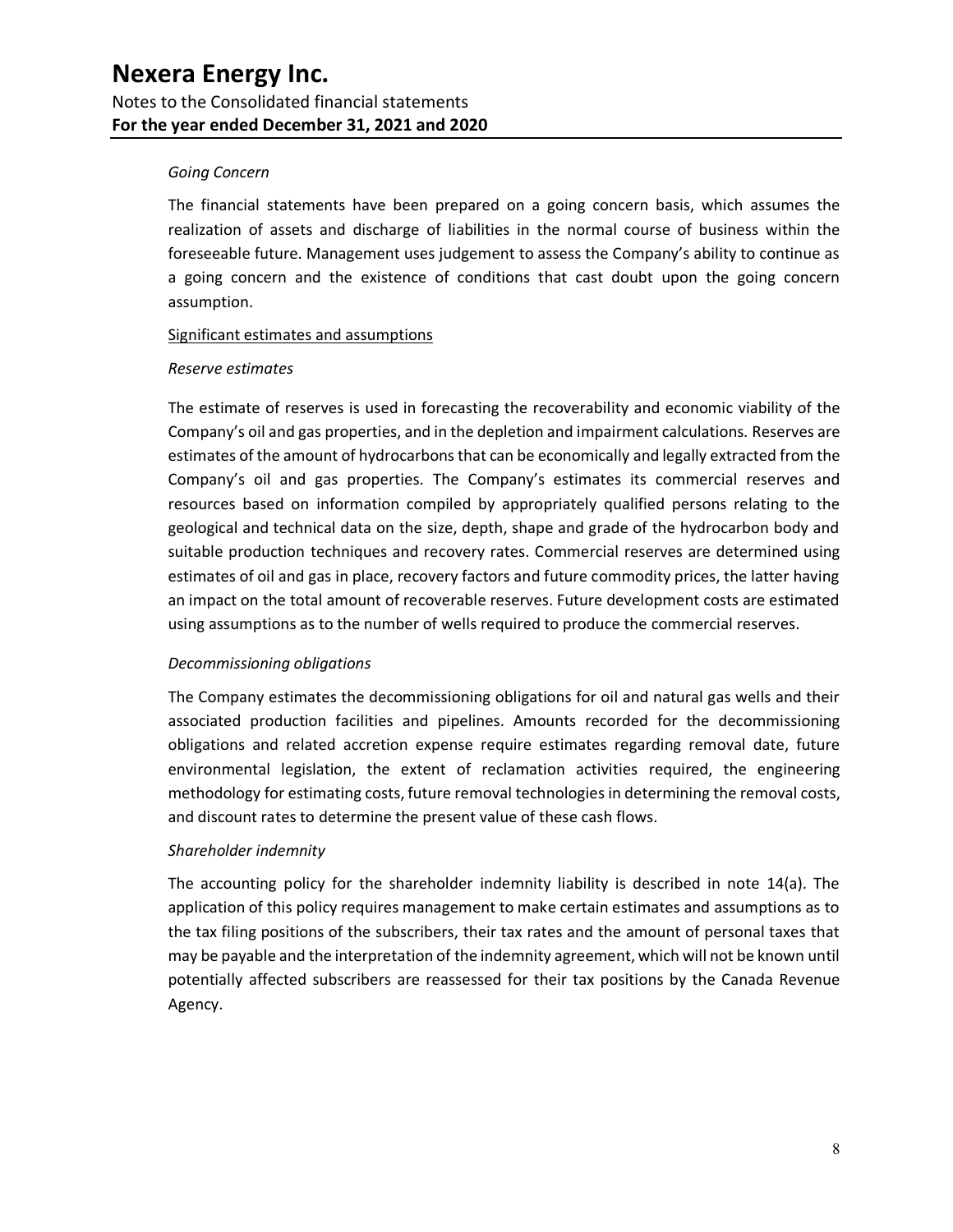*Going Concern*

The financial statements have been prepared on a going concern basis, which assumes the realization of assets and discharge of liabilities in the normal course of business within the foreseeable future. Management uses judgement to assess the Company's ability to continue as a going concern and the existence of conditions that cast doubt upon the going concern assumption.

Significant estimates and assumptions

*Reserve estimates*

The estimate of reserves is used in forecasting the recoverability and economic viability of the Company's oil and gas properties, and in the depletion and impairment calculations. Reserves are estimates of the amount of hydrocarbons that can be economically and legally extracted from the Company's oil and gas properties. The Company's estimates its commercial reserves and resources based on information compiled by appropriately qualified persons relating to the geological and technical data on the size, depth, shape and grade of the hydrocarbon body and suitable production techniques and recovery rates. Commercial reserves are determined using estimates of oil and gas in place, recovery factors and future commodity prices, the latter having an impact on the total amount of recoverable reserves. Future development costs are estimated using assumptions as to the number of wells required to produce the commercial reserves.

*Decommissioning obligations*

The Company estimates the decommissioning obligations for oil and natural gas wells and their associated production facilities and pipelines. Amounts recorded for the decommissioning obligations and related accretion expense require estimates regarding removal date, future environmental legislation, the extent of reclamation activities required, the engineering methodology for estimating costs, future removal technologies in determining the removal costs, and discount rates to determine the present value of these cash flows.

*Shareholder indemnity*

The accounting policy for the shareholder indemnity liability is described in note 14(a). The application of this policy requires management to make certain estimates and assumptions as to the tax filing positions of the subscribers, their tax rates and the amount of personal taxes that may be payable and the interpretation of the indemnity agreement, which will not be known until potentially affected subscribers are reassessed for their tax positions by the Canada Revenue Agency.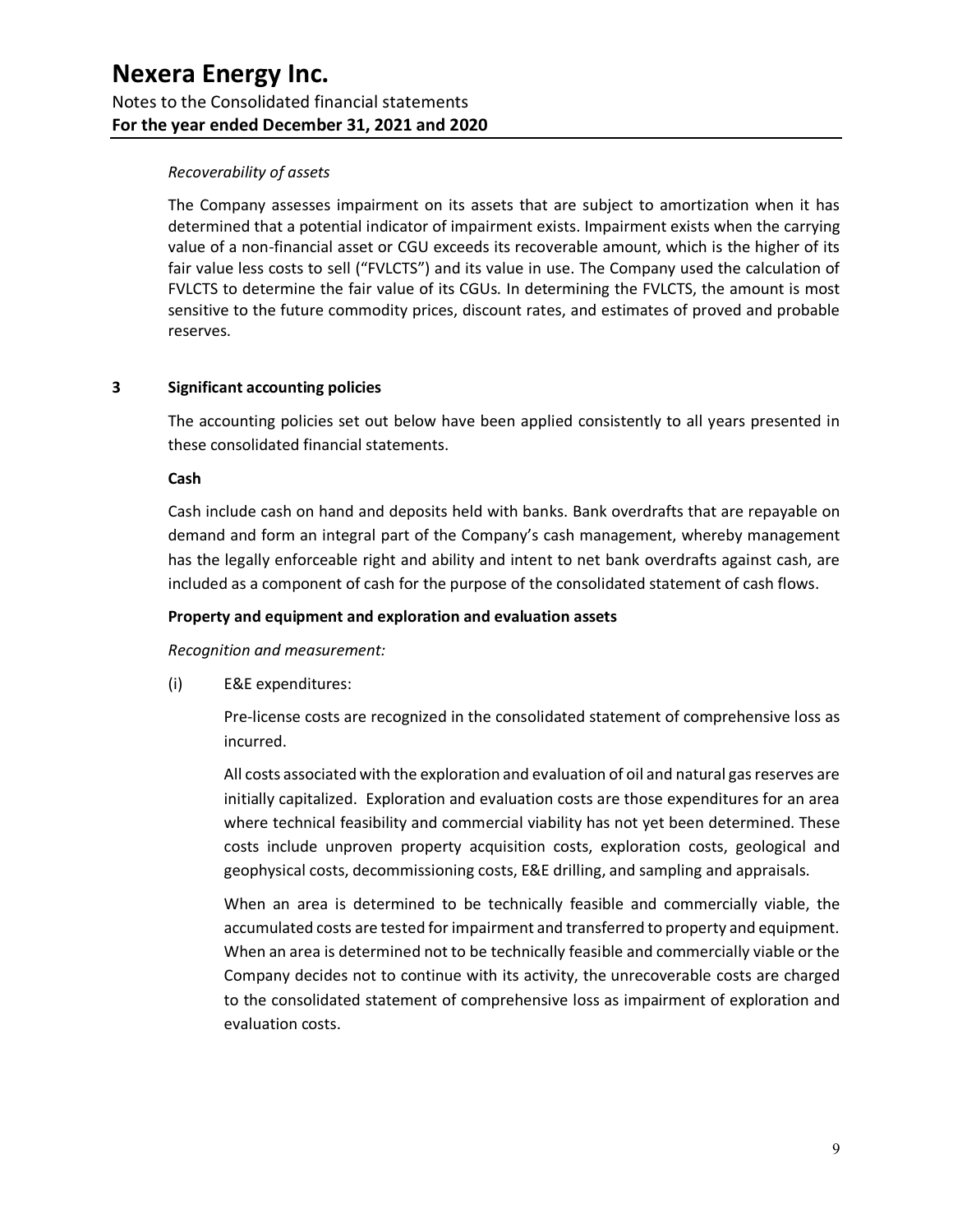*Recoverability of assets*

The Company assesses impairment on its assets that are subject to amortization when it has determined that a potential indicator of impairment exists. Impairment exists when the carrying value of a non-financial asset or CGU exceeds its recoverable amount, which is the higher of its fair value less costs to sell ("FVLCTS") and its value in use. The Company used the calculation of FVLCTS to determine the fair value of its CGUs. In determining the FVLCTS, the amount is most sensitive to the future commodity prices, discount rates, and estimates of proved and probable reserves.

## 3 Significant accounting policies

The accounting policies set out below have been applied consistently to all years presented in these consolidated financial statements.

**Cash**

Cash include cash on hand and deposits held with banks. Bank overdrafts that are repayable on demand and form an integral part of the Company's cash management, whereby management has the legally enforceable right and ability and intent to net bank overdrafts against cash, are included as a component of cash for the purpose of the consolidated statement of cash flows.

**Property and equipment and exploration and evaluation assets**

*Recognition and measurement:*

(i) E&E expenditures:

Pre-license costs are recognized in the consolidated statement of comprehensive loss as incurred.

All costs associated with the exploration and evaluation of oil and natural gas reserves are initially capitalized. Exploration and evaluation costs are those expenditures for an area where technical feasibility and commercial viability has not yet been determined. These costs include unproven property acquisition costs, exploration costs, geological and geophysical costs, decommissioning costs, E&E drilling, and sampling and appraisals.

When an area is determined to be technically feasible and commercially viable, the accumulated costs are tested for impairment and transferred to property and equipment. When an area is determined not to be technically feasible and commercially viable or the Company decides not to continue with its activity, the unrecoverable costs are charged to the consolidated statement of comprehensive loss as impairment of exploration and evaluation costs.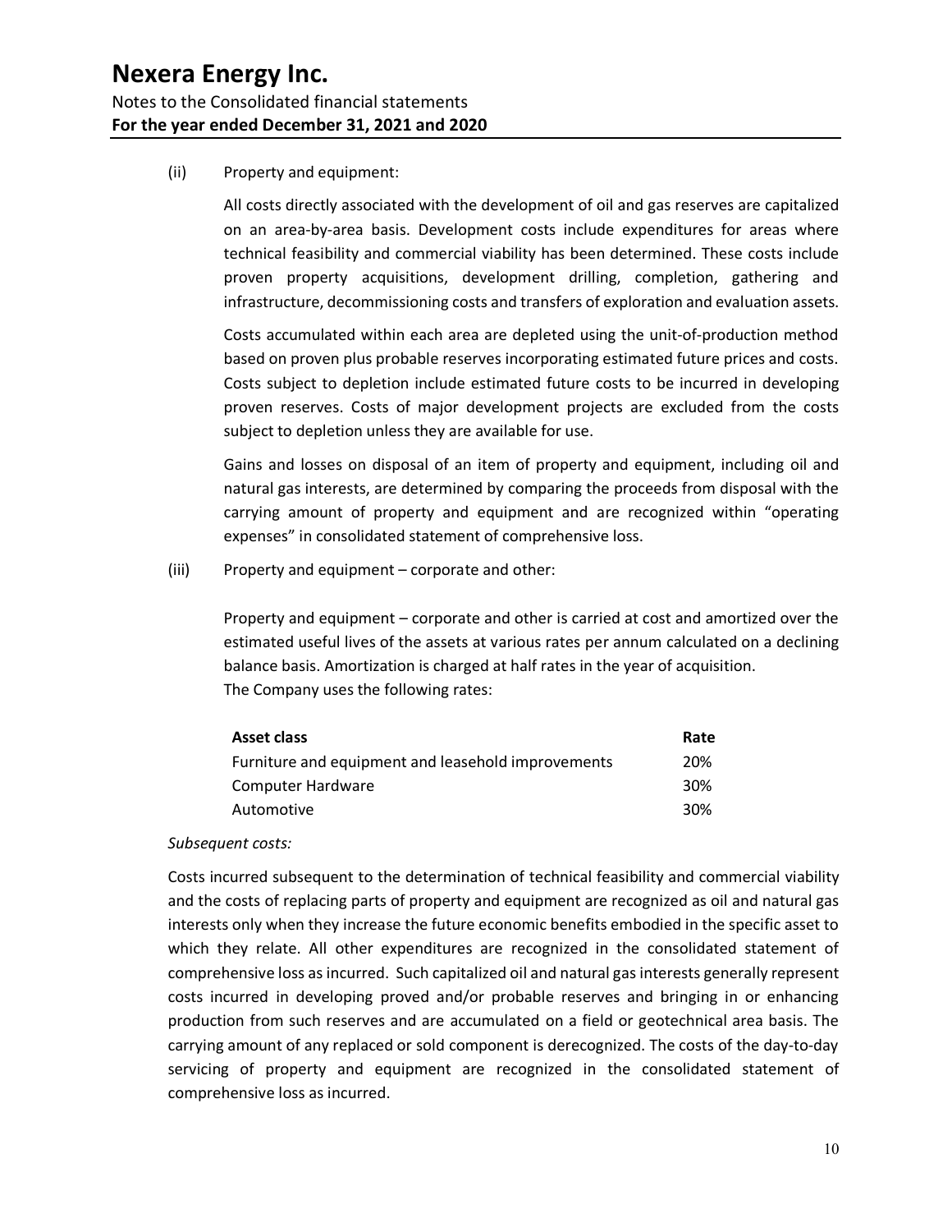(ii) Property and equipment:

All costs directly associated with the development of oil and gas reserves are capitalized on an area-by-area basis. Development costs include expenditures for areas where technical feasibility and commercial viability has been determined. These costs include proven property acquisitions, development drilling, completion, gathering and infrastructure, decommissioning costs and transfers of exploration and evaluation assets.

Costs accumulated within each area are depleted using the unit-of-production method based on proven plus probable reserves incorporating estimated future prices and costs. Costs subject to depletion include estimated future costs to be incurred in developing proven reserves. Costs of major development projects are excluded from the costs subject to depletion unless they are available for use.

Gains and losses on disposal of an item of property and equipment, including oil and natural gas interests, are determined by comparing the proceeds from disposal with the carrying amount of property and equipment and are recognized within "operating expenses" in consolidated statement of comprehensive loss.

(iii) Property and equipment – corporate and other:

Property and equipment – corporate and other is carried at cost and amortized over the estimated useful lives of the assets at various rates per annum calculated on a declining balance basis. Amortization is charged at half rates in the year of acquisition.
The Company uses the following rates:

| Asset class | Rate |
|---|---|
| Furniture and equipment and leasehold improvements | 20% |
| Computer Hardware | 30% |
| Automotive | 30% |

*Subsequent costs:*

Costs incurred subsequent to the determination of technical feasibility and commercial viability and the costs of replacing parts of property and equipment are recognized as oil and natural gas interests only when they increase the future economic benefits embodied in the specific asset to which they relate. All other expenditures are recognized in the consolidated statement of comprehensive loss as incurred. Such capitalized oil and natural gas interests generally represent costs incurred in developing proved and/or probable reserves and bringing in or enhancing production from such reserves and are accumulated on a field or geotechnical area basis. The carrying amount of any replaced or sold component is derecognized. The costs of the day-to-day servicing of property and equipment are recognized in the consolidated statement of comprehensive loss as incurred.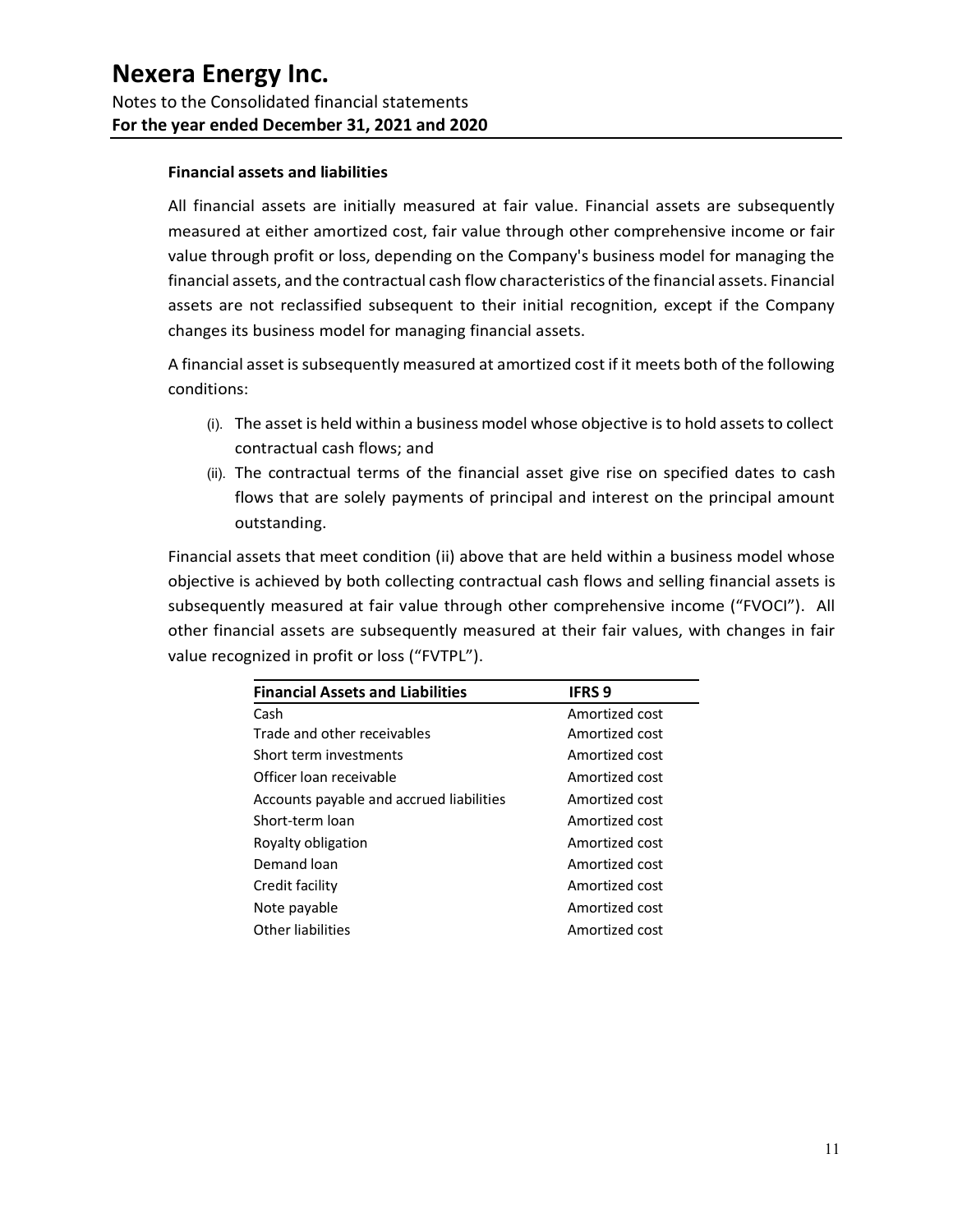### Financial assets and liabilities

All financial assets are initially measured at fair value. Financial assets are subsequently measured at either amortized cost, fair value through other comprehensive income or fair value through profit or loss, depending on the Company's business model for managing the financial assets, and the contractual cash flow characteristics of the financial assets. Financial assets are not reclassified subsequent to their initial recognition, except if the Company changes its business model for managing financial assets.

A financial asset is subsequently measured at amortized cost if it meets both of the following conditions:

(i). The asset is held within a business model whose objective is to hold assets to collect contractual cash flows; and

(ii). The contractual terms of the financial asset give rise on specified dates to cash flows that are solely payments of principal and interest on the principal amount outstanding.

Financial assets that meet condition (ii) above that are held within a business model whose objective is achieved by both collecting contractual cash flows and selling financial assets is subsequently measured at fair value through other comprehensive income ("FVOCI"). All other financial assets are subsequently measured at their fair values, with changes in fair value recognized in profit or loss ("FVTPL").

| Financial Assets and Liabilities | IFRS 9 |
|---|---|
| Cash | Amortized cost |
| Trade and other receivables | Amortized cost |
| Short term investments | Amortized cost |
| Officer loan receivable | Amortized cost |
| Accounts payable and accrued liabilities | Amortized cost |
| Short-term loan | Amortized cost |
| Royalty obligation | Amortized cost |
| Demand loan | Amortized cost |
| Credit facility | Amortized cost |
| Note payable | Amortized cost |
| Other liabilities | Amortized cost |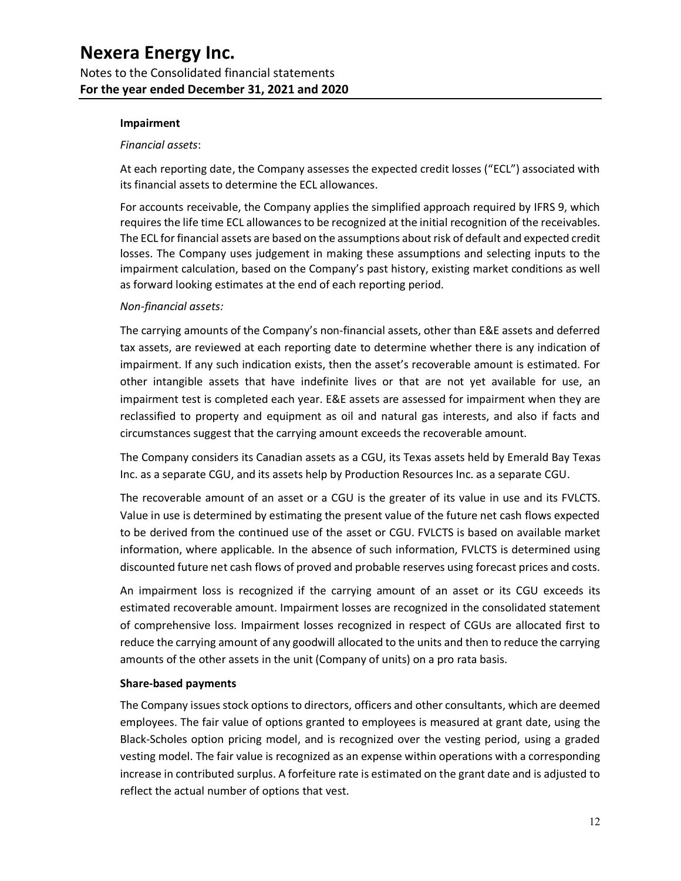### Impairment

*Financial assets*:

At each reporting date, the Company assesses the expected credit losses ("ECL") associated with its financial assets to determine the ECL allowances.

For accounts receivable, the Company applies the simplified approach required by IFRS 9, which requires the life time ECL allowances to be recognized at the initial recognition of the receivables. The ECL for financial assets are based on the assumptions about risk of default and expected credit losses. The Company uses judgement in making these assumptions and selecting inputs to the impairment calculation, based on the Company's past history, existing market conditions as well as forward looking estimates at the end of each reporting period.

*Non-financial assets:*

The carrying amounts of the Company's non-financial assets, other than E&E assets and deferred tax assets, are reviewed at each reporting date to determine whether there is any indication of impairment. If any such indication exists, then the asset's recoverable amount is estimated. For other intangible assets that have indefinite lives or that are not yet available for use, an impairment test is completed each year. E&E assets are assessed for impairment when they are reclassified to property and equipment as oil and natural gas interests, and also if facts and circumstances suggest that the carrying amount exceeds the recoverable amount.

The Company considers its Canadian assets as a CGU, its Texas assets held by Emerald Bay Texas Inc. as a separate CGU, and its assets help by Production Resources Inc. as a separate CGU.

The recoverable amount of an asset or a CGU is the greater of its value in use and its FVLCTS. Value in use is determined by estimating the present value of the future net cash flows expected to be derived from the continued use of the asset or CGU. FVLCTS is based on available market information, where applicable. In the absence of such information, FVLCTS is determined using discounted future net cash flows of proved and probable reserves using forecast prices and costs.

An impairment loss is recognized if the carrying amount of an asset or its CGU exceeds its estimated recoverable amount. Impairment losses are recognized in the consolidated statement of comprehensive loss. Impairment losses recognized in respect of CGUs are allocated first to reduce the carrying amount of any goodwill allocated to the units and then to reduce the carrying amounts of the other assets in the unit (Company of units) on a pro rata basis.

### Share-based payments

The Company issues stock options to directors, officers and other consultants, which are deemed employees. The fair value of options granted to employees is measured at grant date, using the Black-Scholes option pricing model, and is recognized over the vesting period, using a graded vesting model. The fair value is recognized as an expense within operations with a corresponding increase in contributed surplus. A forfeiture rate is estimated on the grant date and is adjusted to reflect the actual number of options that vest.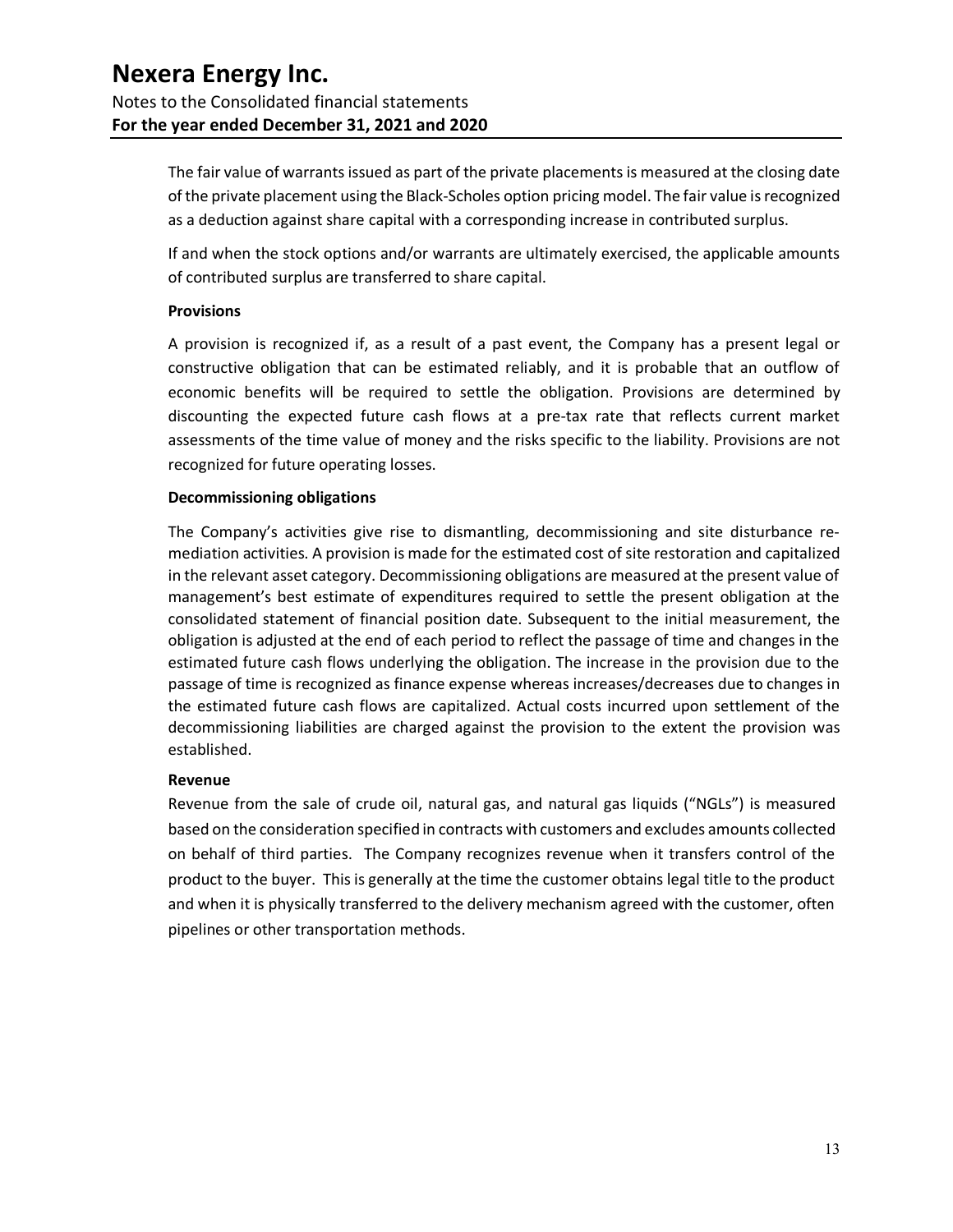The fair value of warrants issued as part of the private placements is measured at the closing date of the private placement using the Black-Scholes option pricing model. The fair value is recognized as a deduction against share capital with a corresponding increase in contributed surplus.

If and when the stock options and/or warrants are ultimately exercised, the applicable amounts of contributed surplus are transferred to share capital.

**Provisions**

A provision is recognized if, as a result of a past event, the Company has a present legal or constructive obligation that can be estimated reliably, and it is probable that an outflow of economic benefits will be required to settle the obligation. Provisions are determined by discounting the expected future cash flows at a pre-tax rate that reflects current market assessments of the time value of money and the risks specific to the liability. Provisions are not recognized for future operating losses.

**Decommissioning obligations**

The Company's activities give rise to dismantling, decommissioning and site disturbance re-mediation activities. A provision is made for the estimated cost of site restoration and capitalized in the relevant asset category. Decommissioning obligations are measured at the present value of management's best estimate of expenditures required to settle the present obligation at the consolidated statement of financial position date. Subsequent to the initial measurement, the obligation is adjusted at the end of each period to reflect the passage of time and changes in the estimated future cash flows underlying the obligation. The increase in the provision due to the passage of time is recognized as finance expense whereas increases/decreases due to changes in the estimated future cash flows are capitalized. Actual costs incurred upon settlement of the decommissioning liabilities are charged against the provision to the extent the provision was established.

**Revenue**

Revenue from the sale of crude oil, natural gas, and natural gas liquids ("NGLs") is measured based on the consideration specified in contracts with customers and excludes amounts collected on behalf of third parties. The Company recognizes revenue when it transfers control of the product to the buyer. This is generally at the time the customer obtains legal title to the product and when it is physically transferred to the delivery mechanism agreed with the customer, often pipelines or other transportation methods.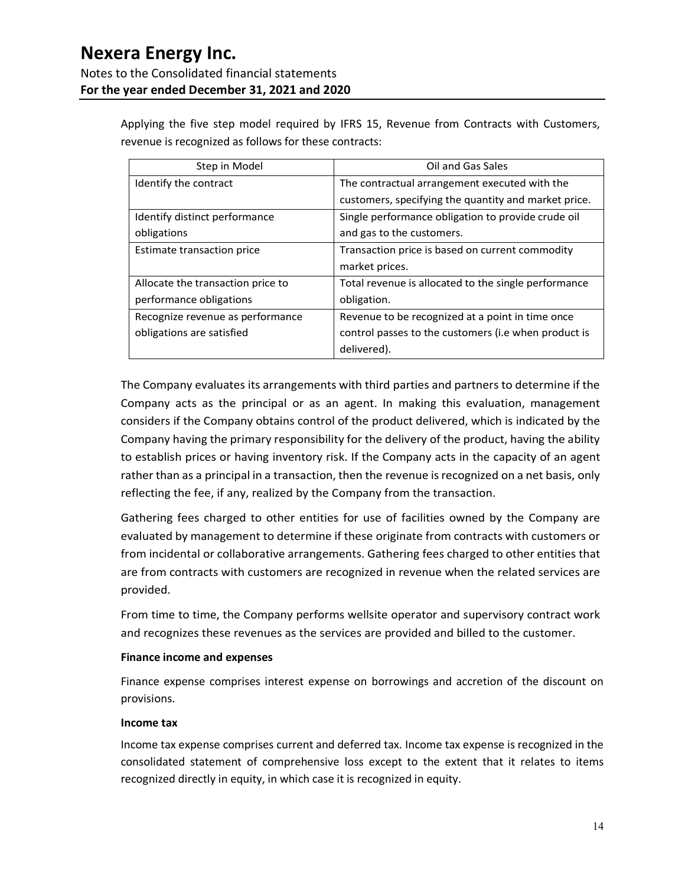Applying the five step model required by IFRS 15, Revenue from Contracts with Customers, revenue is recognized as follows for these contracts:

| Step in Model | Oil and Gas Sales |
|---|---|
| Identify the contract | The contractual arrangement executed with the customers, specifying the quantity and market price. |
| Identify distinct performance obligations | Single performance obligation to provide crude oil and gas to the customers. |
| Estimate transaction price | Transaction price is based on current commodity market prices. |
| Allocate the transaction price to performance obligations | Total revenue is allocated to the single performance obligation. |
| Recognize revenue as performance obligations are satisfied | Revenue to be recognized at a point in time once control passes to the customers (i.e when product is delivered). |

The Company evaluates its arrangements with third parties and partners to determine if the Company acts as the principal or as an agent. In making this evaluation, management considers if the Company obtains control of the product delivered, which is indicated by the Company having the primary responsibility for the delivery of the product, having the ability to establish prices or having inventory risk. If the Company acts in the capacity of an agent rather than as a principal in a transaction, then the revenue is recognized on a net basis, only reflecting the fee, if any, realized by the Company from the transaction.

Gathering fees charged to other entities for use of facilities owned by the Company are evaluated by management to determine if these originate from contracts with customers or from incidental or collaborative arrangements. Gathering fees charged to other entities that are from contracts with customers are recognized in revenue when the related services are provided.

From time to time, the Company performs wellsite operator and supervisory contract work and recognizes these revenues as the services are provided and billed to the customer.

**Finance income and expenses**

Finance expense comprises interest expense on borrowings and accretion of the discount on provisions.

**Income tax**

Income tax expense comprises current and deferred tax. Income tax expense is recognized in the consolidated statement of comprehensive loss except to the extent that it relates to items recognized directly in equity, in which case it is recognized in equity.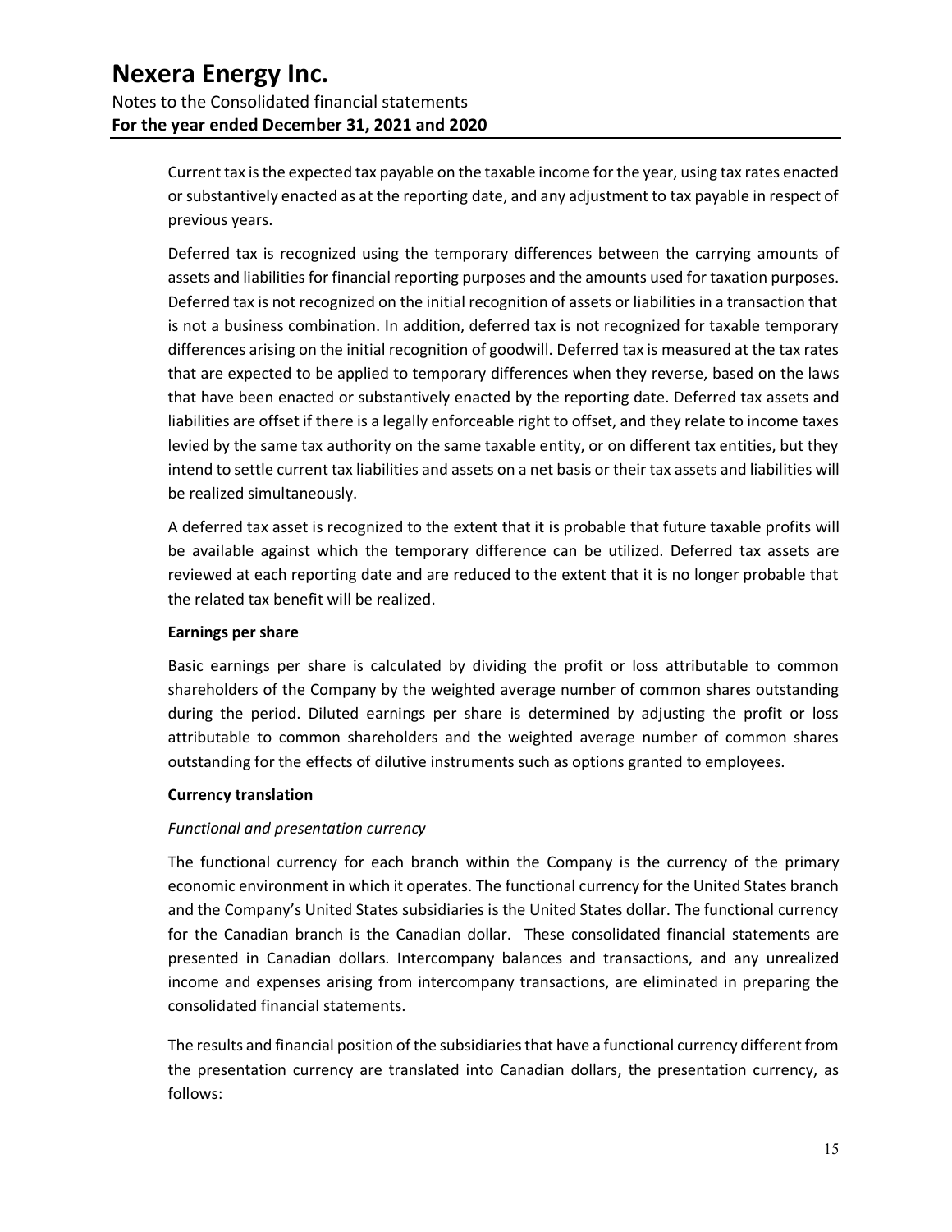Current tax is the expected tax payable on the taxable income for the year, using tax rates enacted or substantively enacted as at the reporting date, and any adjustment to tax payable in respect of previous years.

Deferred tax is recognized using the temporary differences between the carrying amounts of assets and liabilities for financial reporting purposes and the amounts used for taxation purposes. Deferred tax is not recognized on the initial recognition of assets or liabilities in a transaction that is not a business combination. In addition, deferred tax is not recognized for taxable temporary differences arising on the initial recognition of goodwill. Deferred tax is measured at the tax rates that are expected to be applied to temporary differences when they reverse, based on the laws that have been enacted or substantively enacted by the reporting date. Deferred tax assets and liabilities are offset if there is a legally enforceable right to offset, and they relate to income taxes levied by the same tax authority on the same taxable entity, or on different tax entities, but they intend to settle current tax liabilities and assets on a net basis or their tax assets and liabilities will be realized simultaneously.

A deferred tax asset is recognized to the extent that it is probable that future taxable profits will be available against which the temporary difference can be utilized. Deferred tax assets are reviewed at each reporting date and are reduced to the extent that it is no longer probable that the related tax benefit will be realized.

**Earnings per share**

Basic earnings per share is calculated by dividing the profit or loss attributable to common shareholders of the Company by the weighted average number of common shares outstanding during the period. Diluted earnings per share is determined by adjusting the profit or loss attributable to common shareholders and the weighted average number of common shares outstanding for the effects of dilutive instruments such as options granted to employees.

**Currency translation**

*Functional and presentation currency*

The functional currency for each branch within the Company is the currency of the primary economic environment in which it operates. The functional currency for the United States branch and the Company's United States subsidiaries is the United States dollar. The functional currency for the Canadian branch is the Canadian dollar. These consolidated financial statements are presented in Canadian dollars. Intercompany balances and transactions, and any unrealized income and expenses arising from intercompany transactions, are eliminated in preparing the consolidated financial statements.

The results and financial position of the subsidiaries that have a functional currency different from the presentation currency are translated into Canadian dollars, the presentation currency, as follows: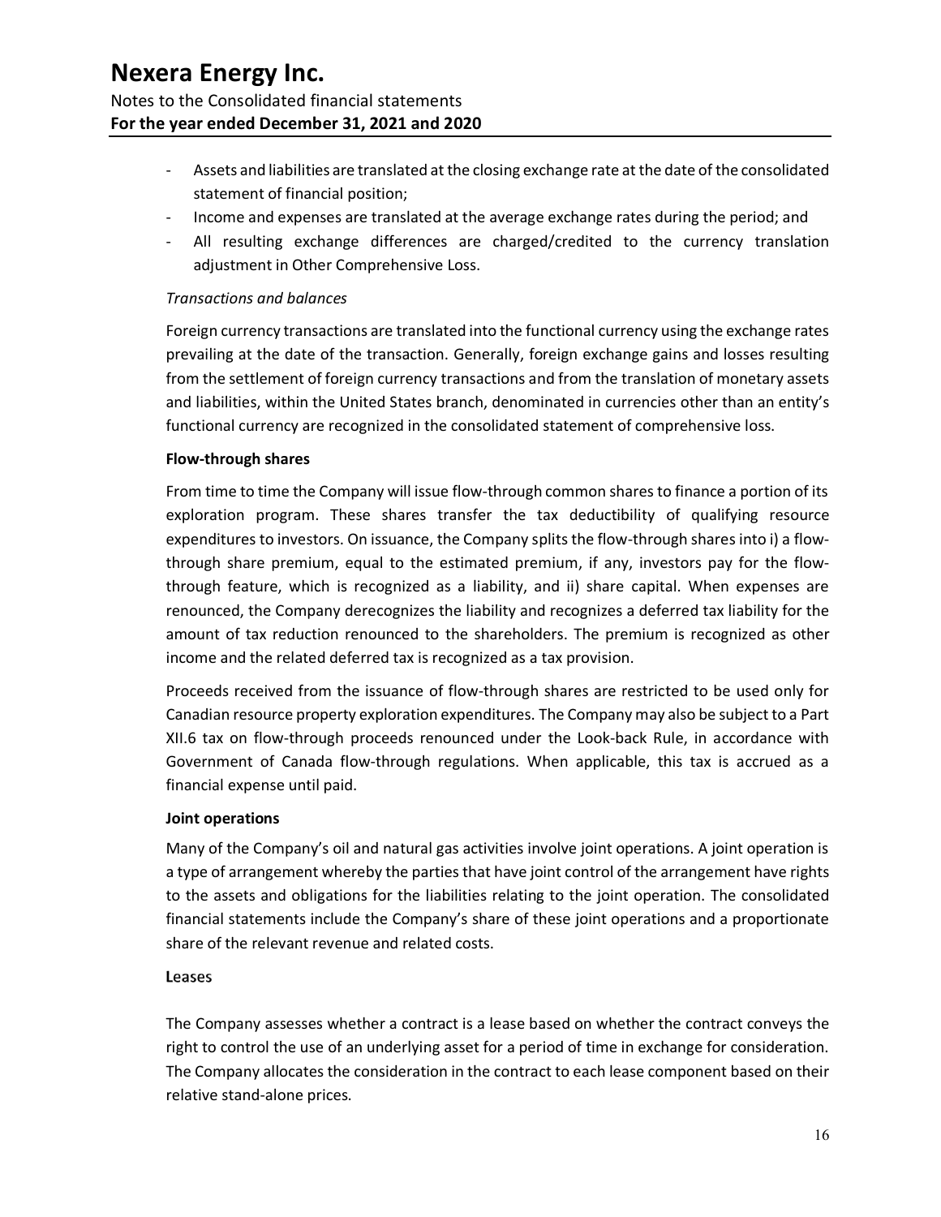- Assets and liabilities are translated at the closing exchange rate at the date of the consolidated statement of financial position;
- Income and expenses are translated at the average exchange rates during the period; and
- All resulting exchange differences are charged/credited to the currency translation adjustment in Other Comprehensive Loss.

*Transactions and balances*

Foreign currency transactions are translated into the functional currency using the exchange rates prevailing at the date of the transaction. Generally, foreign exchange gains and losses resulting from the settlement of foreign currency transactions and from the translation of monetary assets and liabilities, within the United States branch, denominated in currencies other than an entity's functional currency are recognized in the consolidated statement of comprehensive loss.

**Flow-through shares**

From time to time the Company will issue flow-through common shares to finance a portion of its exploration program. These shares transfer the tax deductibility of qualifying resource expenditures to investors. On issuance, the Company splits the flow-through shares into i) a flow-through share premium, equal to the estimated premium, if any, investors pay for the flow-through feature, which is recognized as a liability, and ii) share capital. When expenses are renounced, the Company derecognizes the liability and recognizes a deferred tax liability for the amount of tax reduction renounced to the shareholders. The premium is recognized as other income and the related deferred tax is recognized as a tax provision.

Proceeds received from the issuance of flow-through shares are restricted to be used only for Canadian resource property exploration expenditures. The Company may also be subject to a Part XII.6 tax on flow-through proceeds renounced under the Look-back Rule, in accordance with Government of Canada flow-through regulations. When applicable, this tax is accrued as a financial expense until paid.

**Joint operations**

Many of the Company's oil and natural gas activities involve joint operations. A joint operation is a type of arrangement whereby the parties that have joint control of the arrangement have rights to the assets and obligations for the liabilities relating to the joint operation. The consolidated financial statements include the Company's share of these joint operations and a proportionate share of the relevant revenue and related costs.

**Leases**

The Company assesses whether a contract is a lease based on whether the contract conveys the right to control the use of an underlying asset for a period of time in exchange for consideration. The Company allocates the consideration in the contract to each lease component based on their relative stand-alone prices.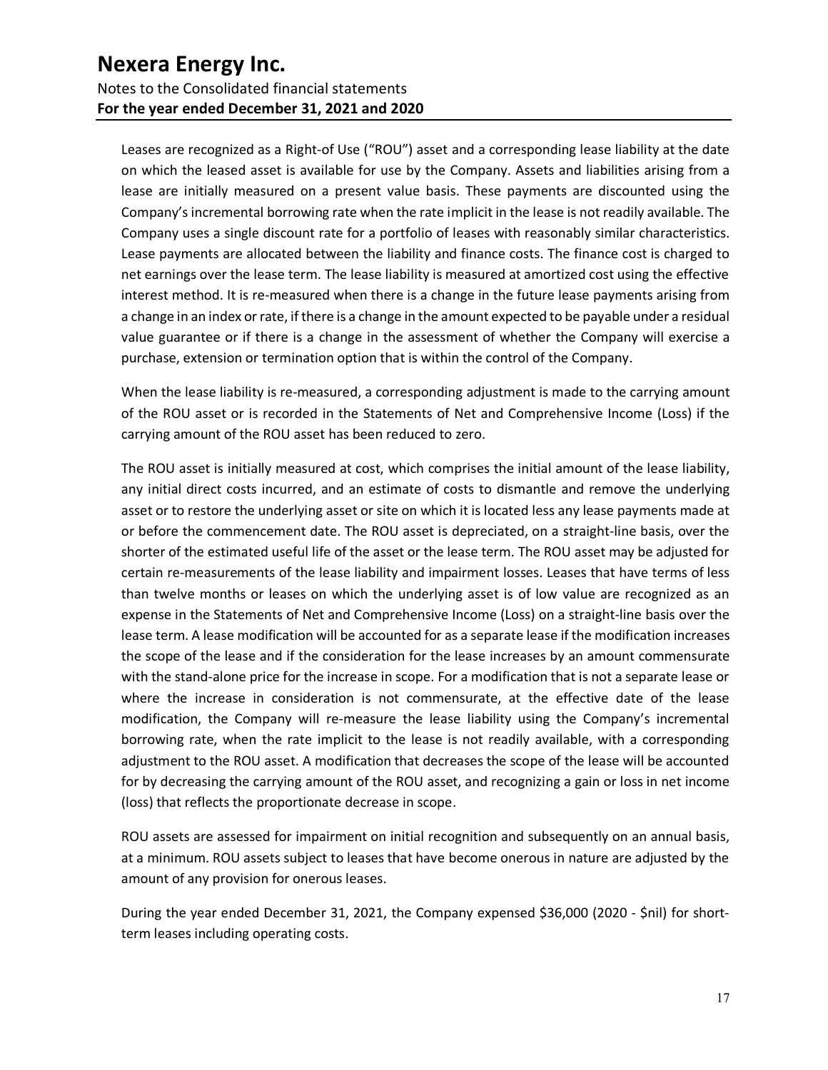Leases are recognized as a Right-of Use ("ROU") asset and a corresponding lease liability at the date on which the leased asset is available for use by the Company. Assets and liabilities arising from a lease are initially measured on a present value basis. These payments are discounted using the Company's incremental borrowing rate when the rate implicit in the lease is not readily available. The Company uses a single discount rate for a portfolio of leases with reasonably similar characteristics. Lease payments are allocated between the liability and finance costs. The finance cost is charged to net earnings over the lease term. The lease liability is measured at amortized cost using the effective interest method. It is re-measured when there is a change in the future lease payments arising from a change in an index or rate, if there is a change in the amount expected to be payable under a residual value guarantee or if there is a change in the assessment of whether the Company will exercise a purchase, extension or termination option that is within the control of the Company.

When the lease liability is re-measured, a corresponding adjustment is made to the carrying amount of the ROU asset or is recorded in the Statements of Net and Comprehensive Income (Loss) if the carrying amount of the ROU asset has been reduced to zero.

The ROU asset is initially measured at cost, which comprises the initial amount of the lease liability, any initial direct costs incurred, and an estimate of costs to dismantle and remove the underlying asset or to restore the underlying asset or site on which it is located less any lease payments made at or before the commencement date. The ROU asset is depreciated, on a straight-line basis, over the shorter of the estimated useful life of the asset or the lease term. The ROU asset may be adjusted for certain re-measurements of the lease liability and impairment losses. Leases that have terms of less than twelve months or leases on which the underlying asset is of low value are recognized as an expense in the Statements of Net and Comprehensive Income (Loss) on a straight-line basis over the lease term. A lease modification will be accounted for as a separate lease if the modification increases the scope of the lease and if the consideration for the lease increases by an amount commensurate with the stand-alone price for the increase in scope. For a modification that is not a separate lease or where the increase in consideration is not commensurate, at the effective date of the lease modification, the Company will re-measure the lease liability using the Company's incremental borrowing rate, when the rate implicit to the lease is not readily available, with a corresponding adjustment to the ROU asset. A modification that decreases the scope of the lease will be accounted for by decreasing the carrying amount of the ROU asset, and recognizing a gain or loss in net income (loss) that reflects the proportionate decrease in scope.

ROU assets are assessed for impairment on initial recognition and subsequently on an annual basis, at a minimum. ROU assets subject to leases that have become onerous in nature are adjusted by the amount of any provision for onerous leases.

During the year ended December 31, 2021, the Company expensed $36,000 (2020 - $nil) for short-term leases including operating costs.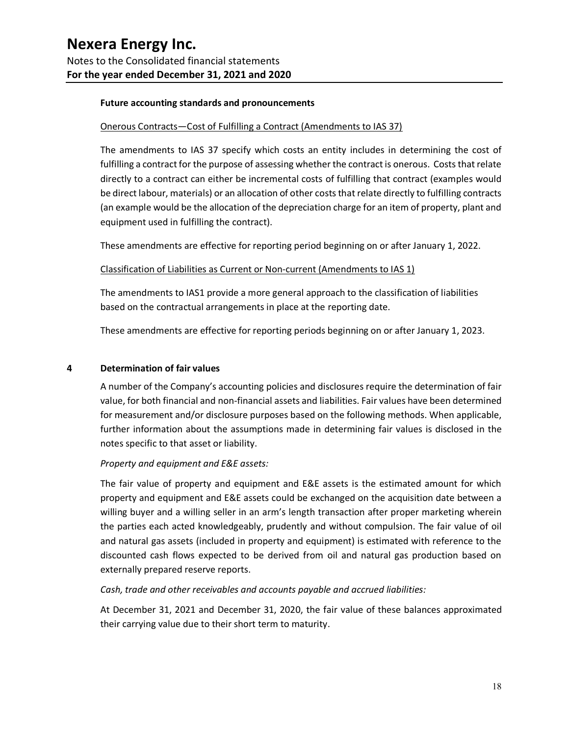**Future accounting standards and pronouncements**

Onerous Contracts—Cost of Fulfilling a Contract (Amendments to IAS 37)

The amendments to IAS 37 specify which costs an entity includes in determining the cost of fulfilling a contract for the purpose of assessing whether the contract is onerous. Costs that relate directly to a contract can either be incremental costs of fulfilling that contract (examples would be direct labour, materials) or an allocation of other costs that relate directly to fulfilling contracts (an example would be the allocation of the depreciation charge for an item of property, plant and equipment used in fulfilling the contract).

These amendments are effective for reporting period beginning on or after January 1, 2022.

Classification of Liabilities as Current or Non-current (Amendments to IAS 1)

The amendments to IAS1 provide a more general approach to the classification of liabilities based on the contractual arrangements in place at the reporting date.

These amendments are effective for reporting periods beginning on or after January 1, 2023.

## 4 Determination of fair values

A number of the Company's accounting policies and disclosures require the determination of fair value, for both financial and non-financial assets and liabilities. Fair values have been determined for measurement and/or disclosure purposes based on the following methods. When applicable, further information about the assumptions made in determining fair values is disclosed in the notes specific to that asset or liability.

*Property and equipment and E&E assets:*

The fair value of property and equipment and E&E assets is the estimated amount for which property and equipment and E&E assets could be exchanged on the acquisition date between a willing buyer and a willing seller in an arm's length transaction after proper marketing wherein the parties each acted knowledgeably, prudently and without compulsion. The fair value of oil and natural gas assets (included in property and equipment) is estimated with reference to the discounted cash flows expected to be derived from oil and natural gas production based on externally prepared reserve reports.

*Cash, trade and other receivables and accounts payable and accrued liabilities:*

At December 31, 2021 and December 31, 2020, the fair value of these balances approximated their carrying value due to their short term to maturity.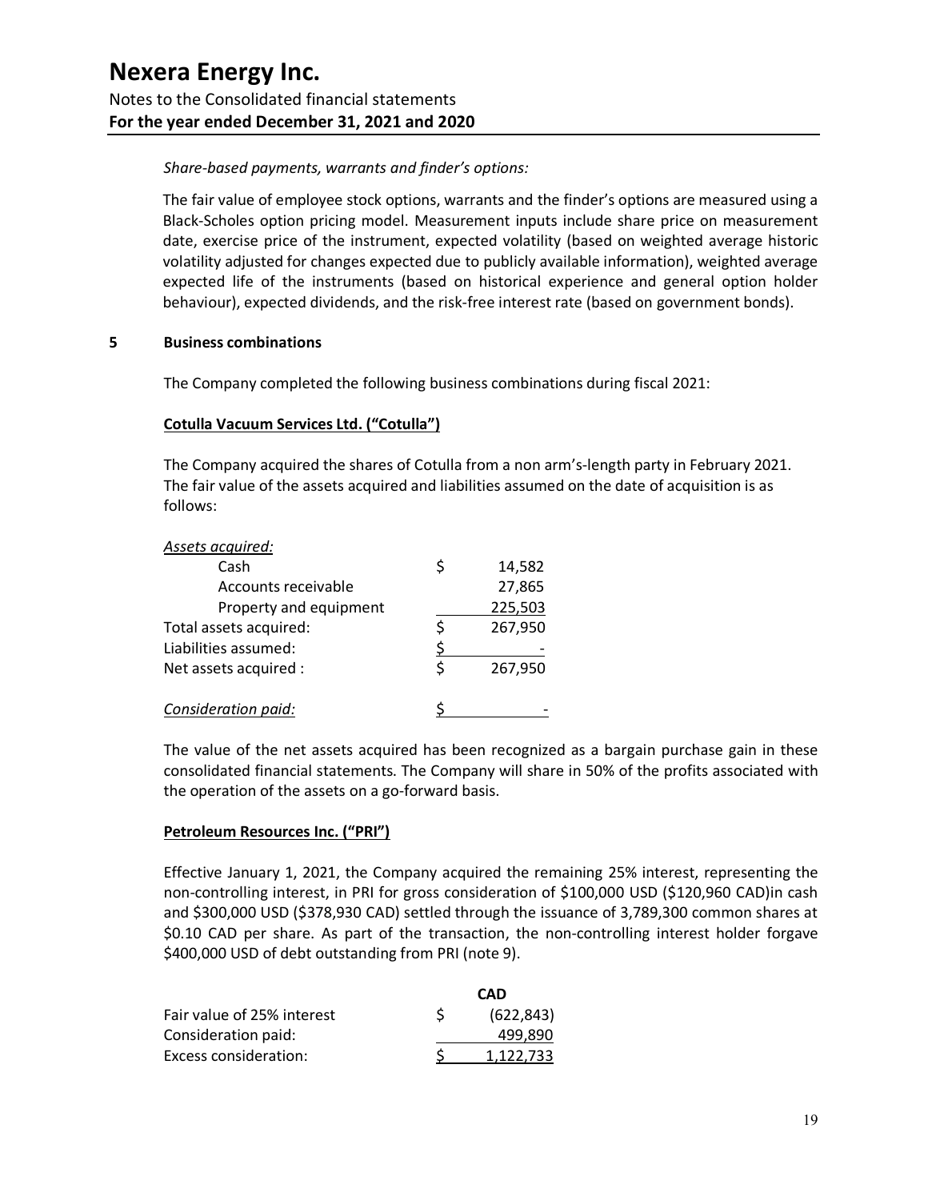*Share-based payments, warrants and finder's options:*

The fair value of employee stock options, warrants and the finder's options are measured using a Black-Scholes option pricing model. Measurement inputs include share price on measurement date, exercise price of the instrument, expected volatility (based on weighted average historic volatility adjusted for changes expected due to publicly available information), weighted average expected life of the instruments (based on historical experience and general option holder behaviour), expected dividends, and the risk-free interest rate (based on government bonds).

## 5 Business combinations

The Company completed the following business combinations during fiscal 2021:

**Cotulla Vacuum Services Ltd. ("Cotulla")**

The Company acquired the shares of Cotulla from a non arm's-length party in February 2021. The fair value of the assets acquired and liabilities assumed on the date of acquisition is as follows:

| | | |
|---|---|---|
| *Assets acquired:* | | |
| Cash | $ | 14,582 |
| Accounts receivable | | 27,865 |
| Property and equipment | | 225,503 |
| Total assets acquired: | $ | 267,950 |
| Liabilities assumed: | $ | - |
| Net assets acquired : | $ | 267,950 |
| | | |
| *Consideration paid:* | $ | - |

The value of the net assets acquired has been recognized as a bargain purchase gain in these consolidated financial statements. The Company will share in 50% of the profits associated with the operation of the assets on a go-forward basis.

**Petroleum Resources Inc. ("PRI")**

Effective January 1, 2021, the Company acquired the remaining 25% interest, representing the non-controlling interest, in PRI for gross consideration of $100,000 USD ($120,960 CAD)in cash and $300,000 USD ($378,930 CAD) settled through the issuance of 3,789,300 common shares at $0.10 CAD per share. As part of the transaction, the non-controlling interest holder forgave $400,000 USD of debt outstanding from PRI (note 9).

| | | **CAD** |
|---|---|---|
| Fair value of 25% interest | $ | (622,843) |
| Consideration paid: | | 499,890 |
| Excess consideration: | $ | 1,122,733 |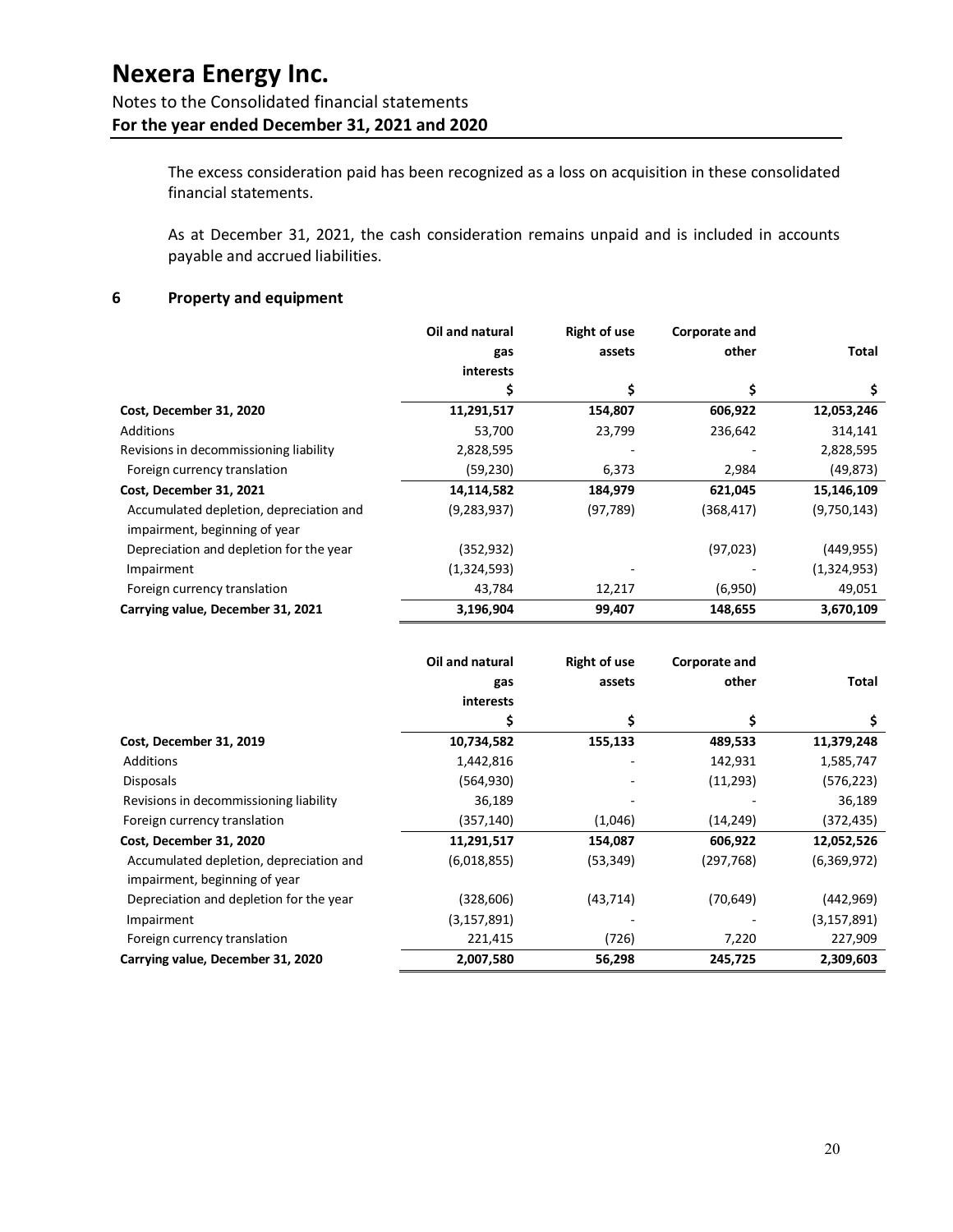The excess consideration paid has been recognized as a loss on acquisition in these consolidated financial statements.

As at December 31, 2021, the cash consideration remains unpaid and is included in accounts payable and accrued liabilities.

## 6 Property and equipment

| | Oil and natural gas interests | Right of use assets | Corporate and other | Total |
|---|---|---|---|---|
| | $ | $ | $ | $ |
| **Cost, December 31, 2020** | **11,291,517** | **154,807** | **606,922** | **12,053,246** |
| Additions | 53,700 | 23,799 | 236,642 | 314,141 |
| Revisions in decommissioning liability | 2,828,595 | - | - | 2,828,595 |
| Foreign currency translation | (59,230) | 6,373 | 2,984 | (49,873) |
| **Cost, December 31, 2021** | **14,114,582** | **184,979** | **621,045** | **15,146,109** |
| Accumulated depletion, depreciation and impairment, beginning of year | (9,283,937) | (97,789) | (368,417) | (9,750,143) |
| Depreciation and depletion for the year | (352,932) | | (97,023) | (449,955) |
| Impairment | (1,324,593) | - | - | (1,324,953) |
| Foreign currency translation | 43,784 | 12,217 | (6,950) | 49,051 |
| **Carrying value, December 31, 2021** | **3,196,904** | **99,407** | **148,655** | **3,670,109** |

| | Oil and natural gas interests | Right of use assets | Corporate and other | Total |
|---|---|---|---|---|
| | $ | $ | $ | $ |
| **Cost, December 31, 2019** | **10,734,582** | **155,133** | **489,533** | **11,379,248** |
| Additions | 1,442,816 | - | 142,931 | 1,585,747 |
| Disposals | (564,930) | - | (11,293) | (576,223) |
| Revisions in decommissioning liability | 36,189 | - | - | 36,189 |
| Foreign currency translation | (357,140) | (1,046) | (14,249) | (372,435) |
| **Cost, December 31, 2020** | **11,291,517** | **154,087** | **606,922** | **12,052,526** |
| Accumulated depletion, depreciation and impairment, beginning of year | (6,018,855) | (53,349) | (297,768) | (6,369,972) |
| Depreciation and depletion for the year | (328,606) | (43,714) | (70,649) | (442,969) |
| Impairment | (3,157,891) | - | - | (3,157,891) |
| Foreign currency translation | 221,415 | (726) | 7,220 | 227,909 |
| **Carrying value, December 31, 2020** | **2,007,580** | **56,298** | **245,725** | **2,309,603** |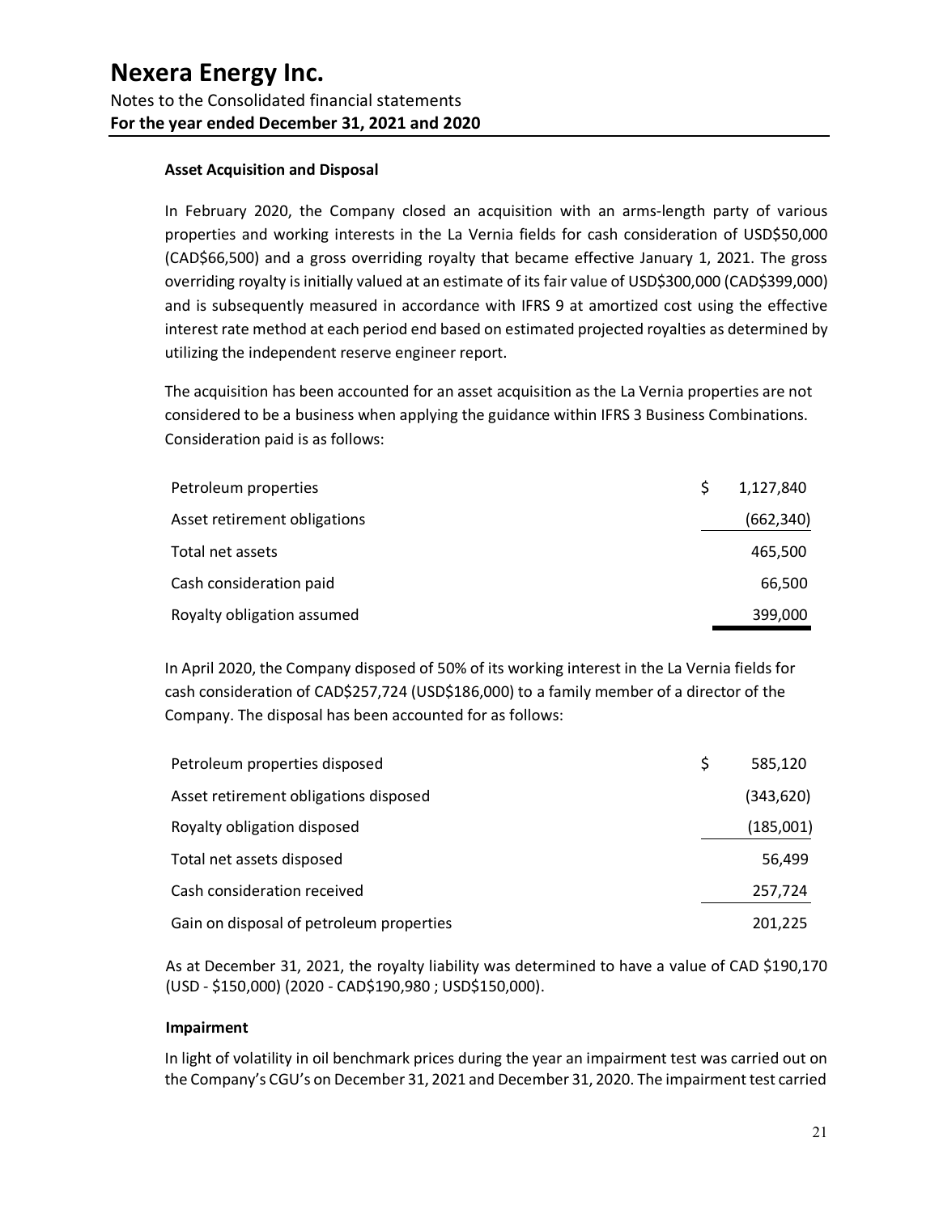**Asset Acquisition and Disposal**

In February 2020, the Company closed an acquisition with an arms-length party of various properties and working interests in the La Vernia fields for cash consideration of USD$50,000 (CAD$66,500) and a gross overriding royalty that became effective January 1, 2021. The gross overriding royalty is initially valued at an estimate of its fair value of USD$300,000 (CAD$399,000) and is subsequently measured in accordance with IFRS 9 at amortized cost using the effective interest rate method at each period end based on estimated projected royalties as determined by utilizing the independent reserve engineer report.

The acquisition has been accounted for an asset acquisition as the La Vernia properties are not considered to be a business when applying the guidance within IFRS 3 Business Combinations. Consideration paid is as follows:

| | |
|---|---|
| Petroleum properties | $ 1,127,840 |
| Asset retirement obligations | (662,340) |
| Total net assets | 465,500 |
| Cash consideration paid | 66,500 |
| Royalty obligation assumed | 399,000 |

In April 2020, the Company disposed of 50% of its working interest in the La Vernia fields for cash consideration of CAD$257,724 (USD$186,000) to a family member of a director of the Company. The disposal has been accounted for as follows:

| | |
|---|---|
| Petroleum properties disposed | $ 585,120 |
| Asset retirement obligations disposed | (343,620) |
| Royalty obligation disposed | (185,001) |
| Total net assets disposed | 56,499 |
| Cash consideration received | 257,724 |
| Gain on disposal of petroleum properties | 201,225 |

As at December 31, 2021, the royalty liability was determined to have a value of CAD $190,170 (USD - $150,000) (2020 - CAD$190,980 ; USD$150,000).

**Impairment**

In light of volatility in oil benchmark prices during the year an impairment test was carried out on the Company's CGU's on December 31, 2021 and December 31, 2020. The impairment test carried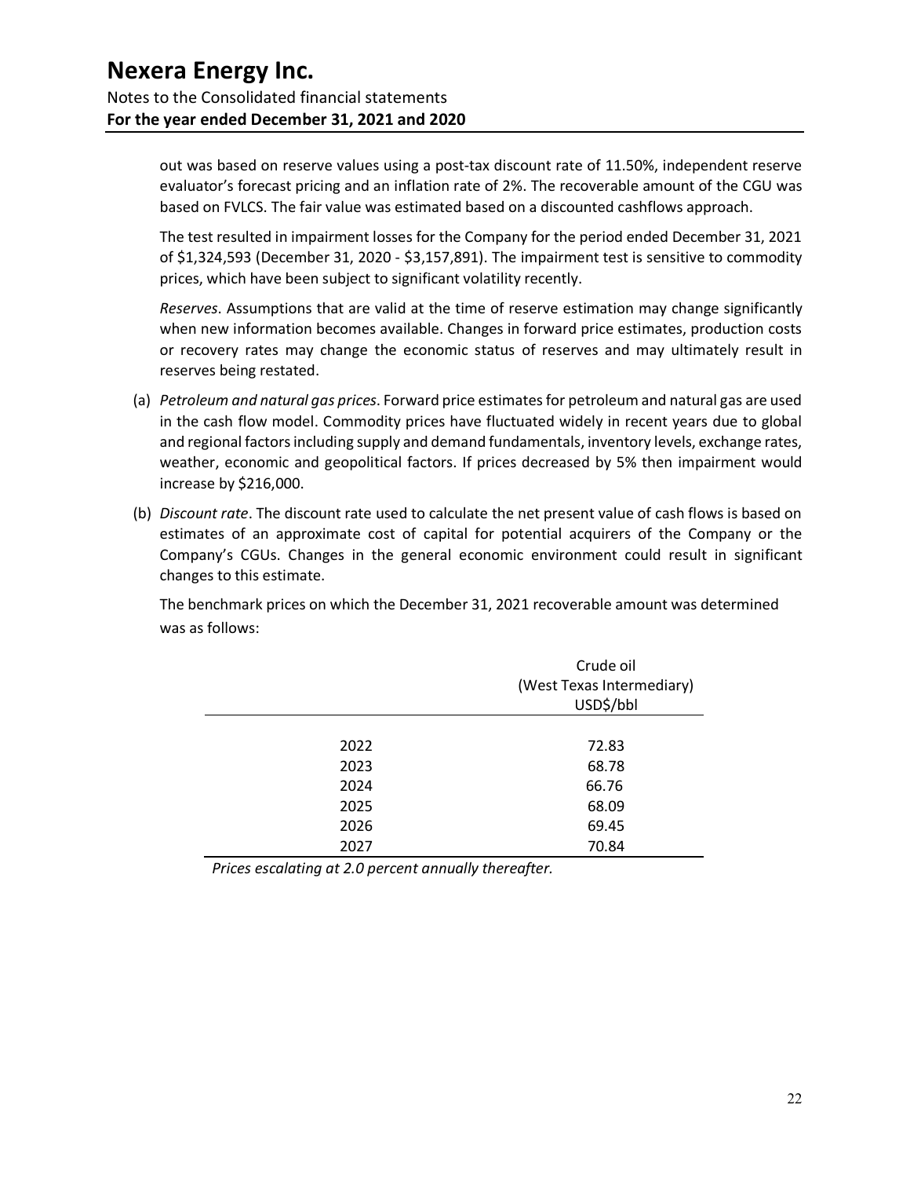out was based on reserve values using a post-tax discount rate of 11.50%, independent reserve evaluator's forecast pricing and an inflation rate of 2%. The recoverable amount of the CGU was based on FVLCS. The fair value was estimated based on a discounted cashflows approach.

The test resulted in impairment losses for the Company for the period ended December 31, 2021 of $1,324,593 (December 31, 2020 - $3,157,891). The impairment test is sensitive to commodity prices, which have been subject to significant volatility recently.

*Reserves*. Assumptions that are valid at the time of reserve estimation may change significantly when new information becomes available. Changes in forward price estimates, production costs or recovery rates may change the economic status of reserves and may ultimately result in reserves being restated.

(a) *Petroleum and natural gas prices*. Forward price estimates for petroleum and natural gas are used in the cash flow model. Commodity prices have fluctuated widely in recent years due to global and regional factors including supply and demand fundamentals, inventory levels, exchange rates, weather, economic and geopolitical factors. If prices decreased by 5% then impairment would increase by $216,000.

(b) *Discount rate*. The discount rate used to calculate the net present value of cash flows is based on estimates of an approximate cost of capital for potential acquirers of the Company or the Company's CGUs. Changes in the general economic environment could result in significant changes to this estimate.

The benchmark prices on which the December 31, 2021 recoverable amount was determined was as follows:

| | Crude oil (West Texas Intermediary) USD$/bbl |
|---|---|
| 2022 | 72.83 |
| 2023 | 68.78 |
| 2024 | 66.76 |
| 2025 | 68.09 |
| 2026 | 69.45 |
| 2027 | 70.84 |

*Prices escalating at 2.0 percent annually thereafter.*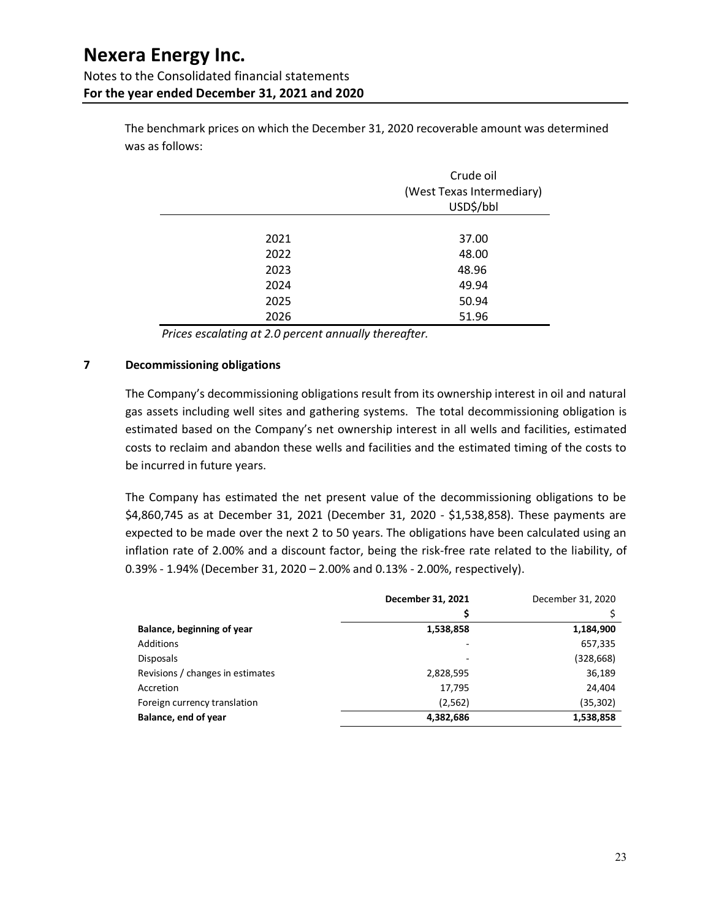The benchmark prices on which the December 31, 2020 recoverable amount was determined was as follows:

| | Crude oil (West Texas Intermediary) USD$/bbl |
|---|---|
| 2021 | 37.00 |
| 2022 | 48.00 |
| 2023 | 48.96 |
| 2024 | 49.94 |
| 2025 | 50.94 |
| 2026 | 51.96 |

*Prices escalating at 2.0 percent annually thereafter.*

## 7 Decommissioning obligations

The Company's decommissioning obligations result from its ownership interest in oil and natural gas assets including well sites and gathering systems. The total decommissioning obligation is estimated based on the Company's net ownership interest in all wells and facilities, estimated costs to reclaim and abandon these wells and facilities and the estimated timing of the costs to be incurred in future years.

The Company has estimated the net present value of the decommissioning obligations to be $4,860,745 as at December 31, 2021 (December 31, 2020 - $1,538,858). These payments are expected to be made over the next 2 to 50 years. The obligations have been calculated using an inflation rate of 2.00% and a discount factor, being the risk-free rate related to the liability, of 0.39% - 1.94% (December 31, 2020 – 2.00% and 0.13% - 2.00%, respectively).

| | **December 31, 2021** | December 31, 2020 |
|---|---|---|
| | **$** | $ |
| **Balance, beginning of year** | **1,538,858** | **1,184,900** |
| Additions | - | 657,335 |
| Disposals | - | (328,668) |
| Revisions / changes in estimates | 2,828,595 | 36,189 |
| Accretion | 17,795 | 24,404 |
| Foreign currency translation | (2,562) | (35,302) |
| **Balance, end of year** | **4,382,686** | **1,538,858** |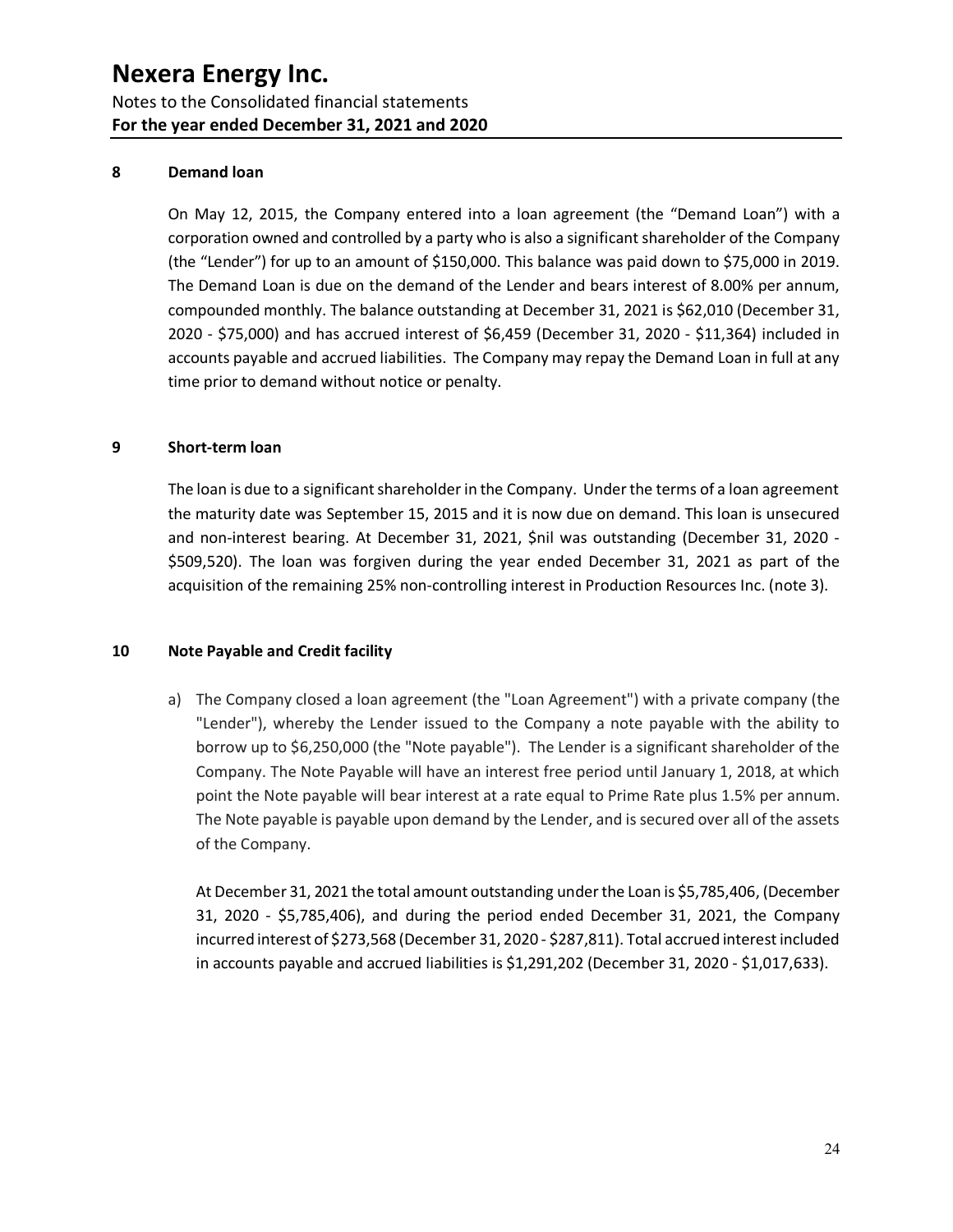## 8 Demand loan

On May 12, 2015, the Company entered into a loan agreement (the "Demand Loan") with a corporation owned and controlled by a party who is also a significant shareholder of the Company (the "Lender") for up to an amount of $150,000. This balance was paid down to $75,000 in 2019. The Demand Loan is due on the demand of the Lender and bears interest of 8.00% per annum, compounded monthly. The balance outstanding at December 31, 2021 is $62,010 (December 31, 2020 - $75,000) and has accrued interest of $6,459 (December 31, 2020 - $11,364) included in accounts payable and accrued liabilities. The Company may repay the Demand Loan in full at any time prior to demand without notice or penalty.

## 9 Short-term loan

The loan is due to a significant shareholder in the Company. Under the terms of a loan agreement the maturity date was September 15, 2015 and it is now due on demand. This loan is unsecured and non-interest bearing. At December 31, 2021, $nil was outstanding (December 31, 2020 - $509,520). The loan was forgiven during the year ended December 31, 2021 as part of the acquisition of the remaining 25% non-controlling interest in Production Resources Inc. (note 3).

## 10 Note Payable and Credit facility

a) The Company closed a loan agreement (the "Loan Agreement") with a private company (the "Lender"), whereby the Lender issued to the Company a note payable with the ability to borrow up to $6,250,000 (the "Note payable"). The Lender is a significant shareholder of the Company. The Note Payable will have an interest free period until January 1, 2018, at which point the Note payable will bear interest at a rate equal to Prime Rate plus 1.5% per annum. The Note payable is payable upon demand by the Lender, and is secured over all of the assets of the Company.

   At December 31, 2021 the total amount outstanding under the Loan is $5,785,406, (December 31, 2020 - $5,785,406), and during the period ended December 31, 2021, the Company incurred interest of $273,568 (December 31, 2020 - $287,811). Total accrued interest included in accounts payable and accrued liabilities is $1,291,202 (December 31, 2020 - $1,017,633).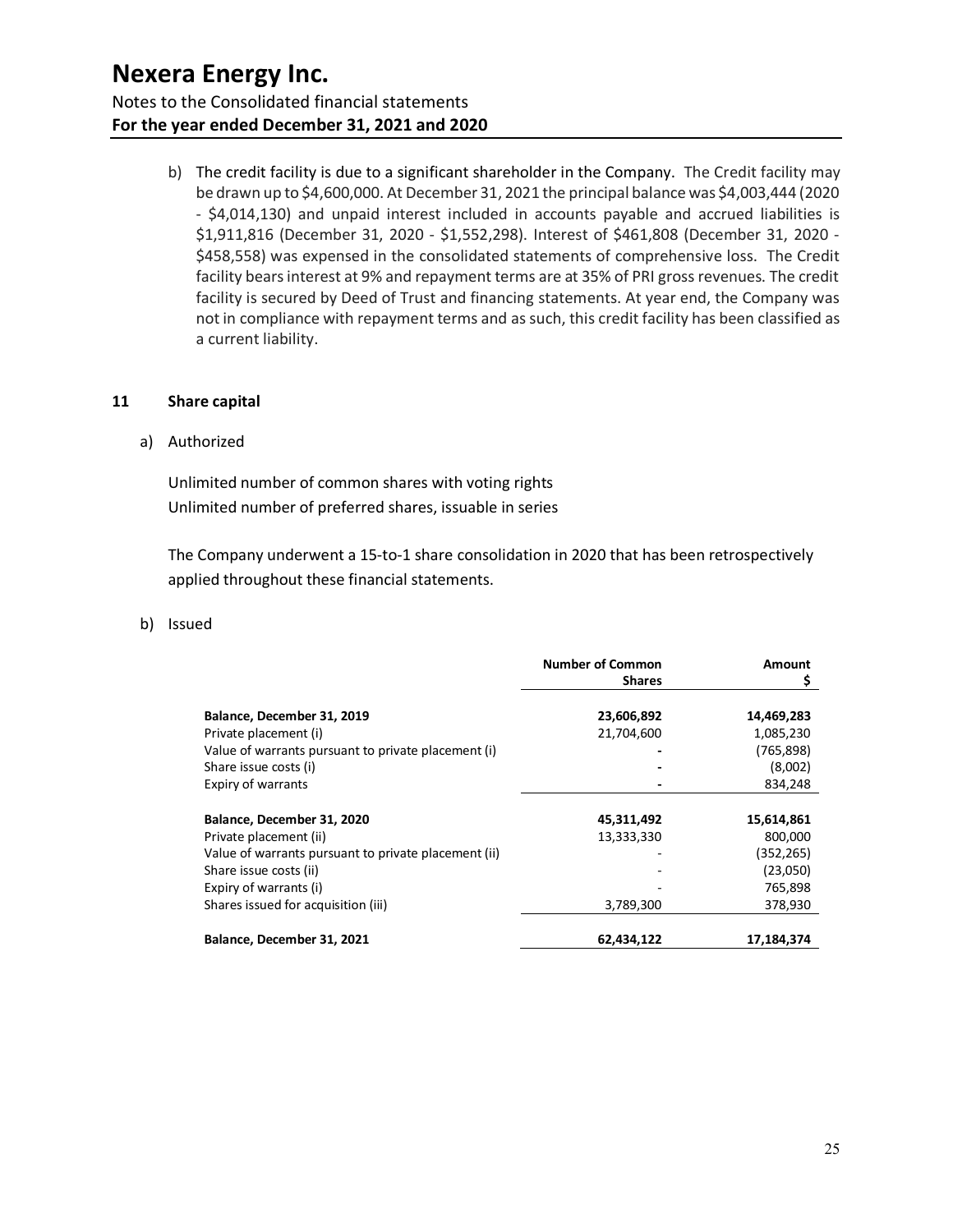b) The credit facility is due to a significant shareholder in the Company. The Credit facility may be drawn up to $4,600,000. At December 31, 2021 the principal balance was $4,003,444 (2020 - $4,014,130) and unpaid interest included in accounts payable and accrued liabilities is $1,911,816 (December 31, 2020 - $1,552,298). Interest of $461,808 (December 31, 2020 - $458,558) was expensed in the consolidated statements of comprehensive loss. The Credit facility bears interest at 9% and repayment terms are at 35% of PRI gross revenues. The credit facility is secured by Deed of Trust and financing statements. At year end, the Company was not in compliance with repayment terms and as such, this credit facility has been classified as a current liability.

## 11 Share capital

a) Authorized

Unlimited number of common shares with voting rights
Unlimited number of preferred shares, issuable in series

The Company underwent a 15-to-1 share consolidation in 2020 that has been retrospectively applied throughout these financial statements.

b) Issued

| | Number of Common Shares | Amount $ |
|---|---|---|
| **Balance, December 31, 2019** | **23,606,892** | **14,469,283** |
| Private placement (i) | 21,704,600 | 1,085,230 |
| Value of warrants pursuant to private placement (i) | - | (765,898) |
| Share issue costs (i) | - | (8,002) |
| Expiry of warrants | - | 834,248 |
| **Balance, December 31, 2020** | **45,311,492** | **15,614,861** |
| Private placement (ii) | 13,333,330 | 800,000 |
| Value of warrants pursuant to private placement (ii) | - | (352,265) |
| Share issue costs (ii) | - | (23,050) |
| Expiry of warrants (i) | - | 765,898 |
| Shares issued for acquisition (iii) | 3,789,300 | 378,930 |
| **Balance, December 31, 2021** | **62,434,122** | **17,184,374** |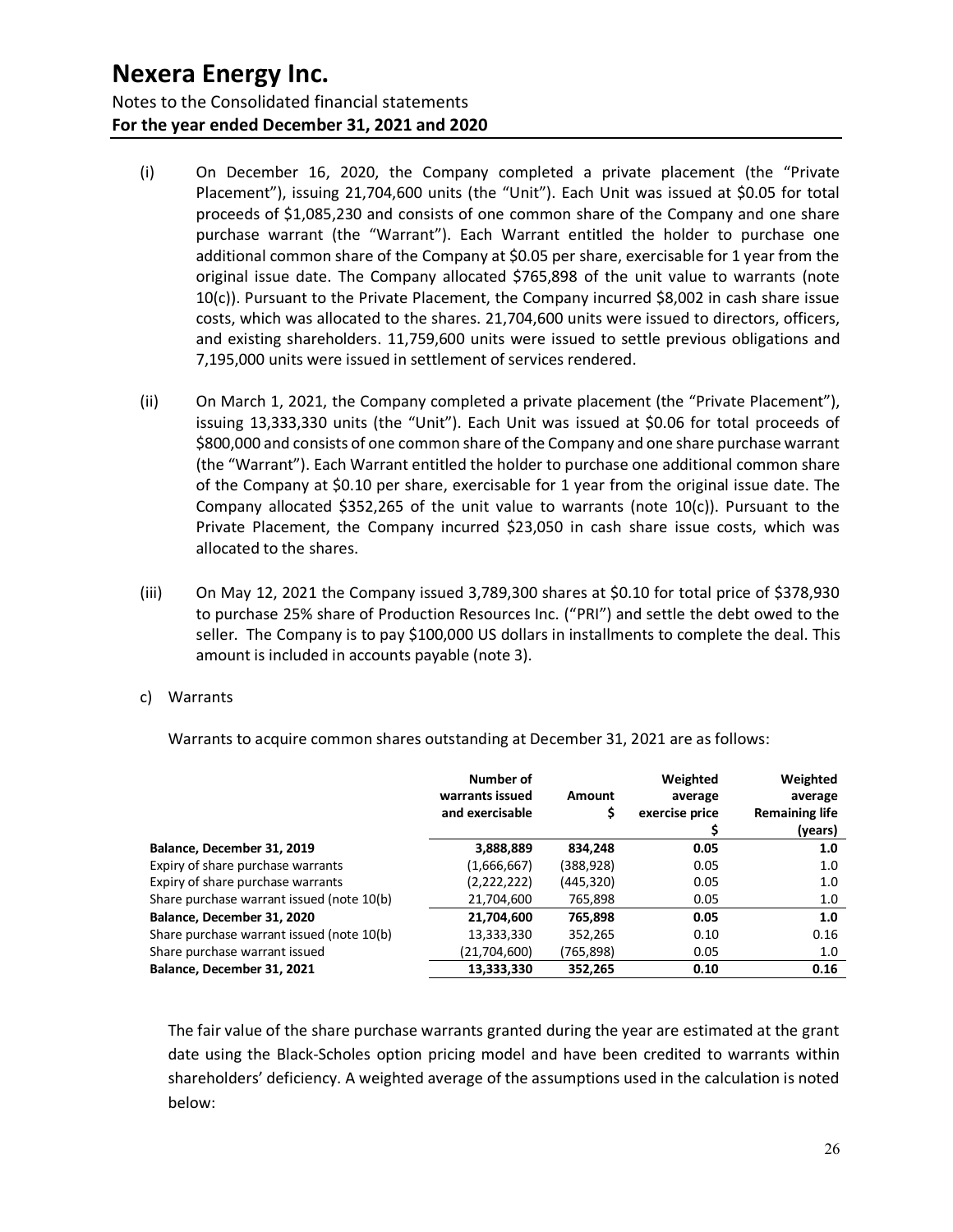(i) On December 16, 2020, the Company completed a private placement (the "Private Placement"), issuing 21,704,600 units (the "Unit"). Each Unit was issued at $0.05 for total proceeds of $1,085,230 and consists of one common share of the Company and one share purchase warrant (the "Warrant"). Each Warrant entitled the holder to purchase one additional common share of the Company at $0.05 per share, exercisable for 1 year from the original issue date. The Company allocated $765,898 of the unit value to warrants (note 10(c)). Pursuant to the Private Placement, the Company incurred $8,002 in cash share issue costs, which was allocated to the shares. 21,704,600 units were issued to directors, officers, and existing shareholders. 11,759,600 units were issued to settle previous obligations and 7,195,000 units were issued in settlement of services rendered.

(ii) On March 1, 2021, the Company completed a private placement (the "Private Placement"), issuing 13,333,330 units (the "Unit"). Each Unit was issued at $0.06 for total proceeds of $800,000 and consists of one common share of the Company and one share purchase warrant (the "Warrant"). Each Warrant entitled the holder to purchase one additional common share of the Company at $0.10 per share, exercisable for 1 year from the original issue date. The Company allocated $352,265 of the unit value to warrants (note 10(c)). Pursuant to the Private Placement, the Company incurred $23,050 in cash share issue costs, which was allocated to the shares.

(iii) On May 12, 2021 the Company issued 3,789,300 shares at $0.10 for total price of $378,930 to purchase 25% share of Production Resources Inc. ("PRI") and settle the debt owed to the seller. The Company is to pay $100,000 US dollars in installments to complete the deal. This amount is included in accounts payable (note 3).

c) Warrants

Warrants to acquire common shares outstanding at December 31, 2021 are as follows:

| | Number of warrants issued and exercisable | Amount $ | Weighted average exercise price $ | Weighted average Remaining life (years) |
|---|---|---|---|---|
| **Balance, December 31, 2019** | **3,888,889** | **834,248** | **0.05** | **1.0** |
| Expiry of share purchase warrants | (1,666,667) | (388,928) | 0.05 | 1.0 |
| Expiry of share purchase warrants | (2,222,222) | (445,320) | 0.05 | 1.0 |
| Share purchase warrant issued (note 10(b) | 21,704,600 | 765,898 | 0.05 | 1.0 |
| **Balance, December 31, 2020** | **21,704,600** | **765,898** | **0.05** | **1.0** |
| Share purchase warrant issued (note 10(b) | 13,333,330 | 352,265 | 0.10 | 0.16 |
| Share purchase warrant issued | (21,704,600) | (765,898) | 0.05 | 1.0 |
| **Balance, December 31, 2021** | **13,333,330** | **352,265** | **0.10** | **0.16** |

The fair value of the share purchase warrants granted during the year are estimated at the grant date using the Black-Scholes option pricing model and have been credited to warrants within shareholders' deficiency. A weighted average of the assumptions used in the calculation is noted below: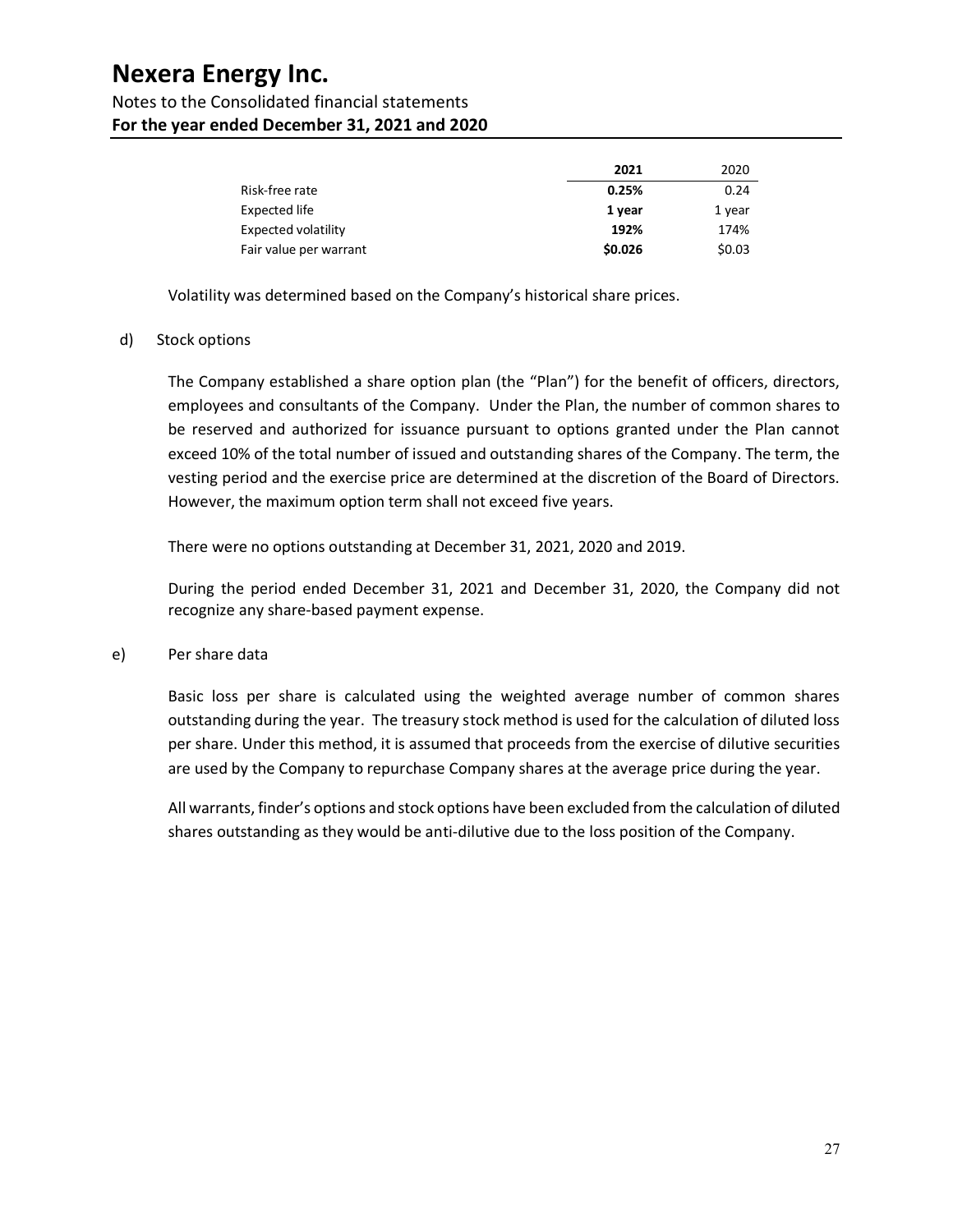|  | **2021** | 2020 |
|---|---|---|
| Risk-free rate | **0.25%** | 0.24 |
| Expected life | **1 year** | 1 year |
| Expected volatility | **192%** | 174% |
| Fair value per warrant | **$0.026** | $0.03 |

Volatility was determined based on the Company's historical share prices.

d) Stock options

The Company established a share option plan (the "Plan") for the benefit of officers, directors, employees and consultants of the Company. Under the Plan, the number of common shares to be reserved and authorized for issuance pursuant to options granted under the Plan cannot exceed 10% of the total number of issued and outstanding shares of the Company. The term, the vesting period and the exercise price are determined at the discretion of the Board of Directors. However, the maximum option term shall not exceed five years.

There were no options outstanding at December 31, 2021, 2020 and 2019.

During the period ended December 31, 2021 and December 31, 2020, the Company did not recognize any share-based payment expense.

e) Per share data

Basic loss per share is calculated using the weighted average number of common shares outstanding during the year. The treasury stock method is used for the calculation of diluted loss per share. Under this method, it is assumed that proceeds from the exercise of dilutive securities are used by the Company to repurchase Company shares at the average price during the year.

All warrants, finder's options and stock options have been excluded from the calculation of diluted shares outstanding as they would be anti-dilutive due to the loss position of the Company.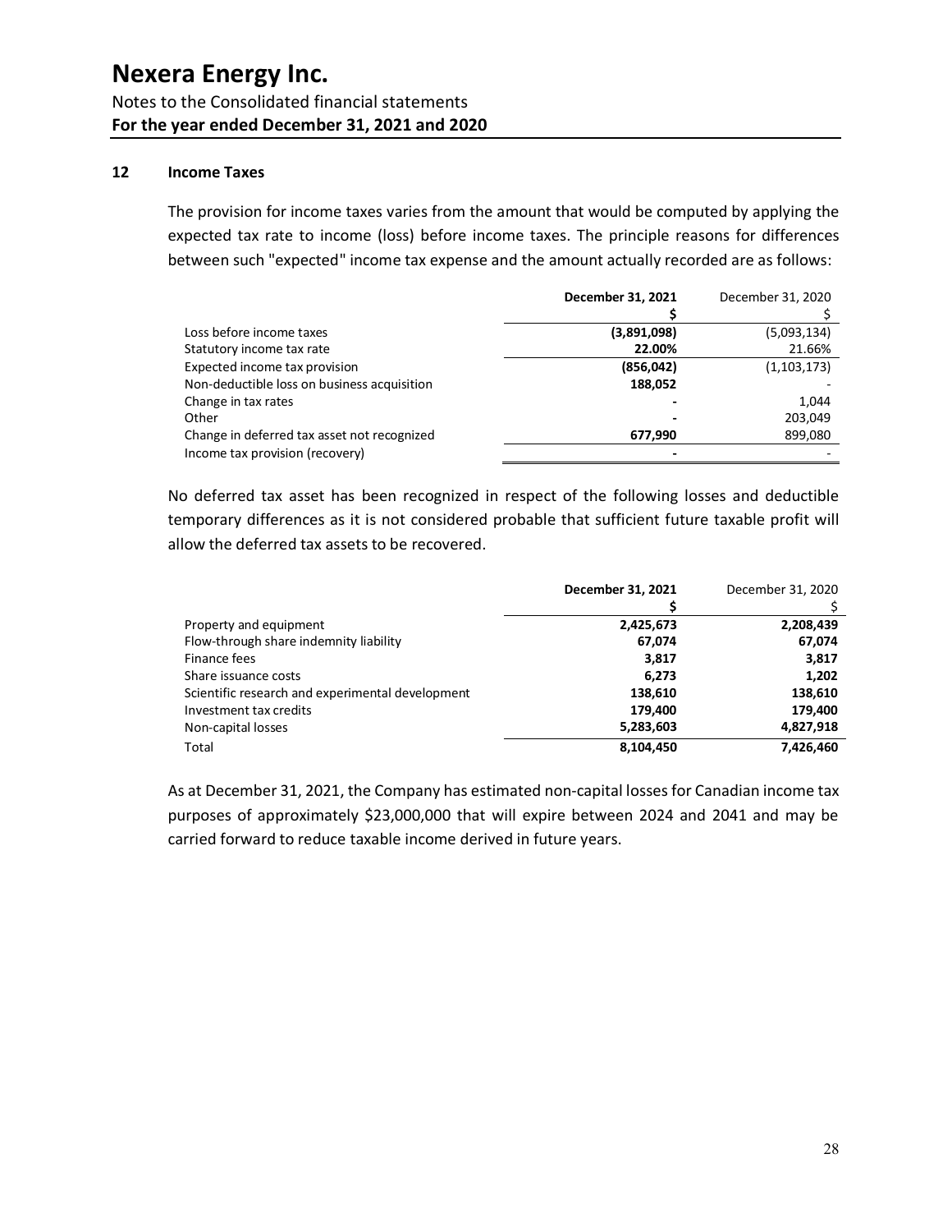# Nexera Energy Inc.

Notes to the Consolidated financial statements
**For the year ended December 31, 2021 and 2020**

## 12 Income Taxes

The provision for income taxes varies from the amount that would be computed by applying the expected tax rate to income (loss) before income taxes. The principle reasons for differences between such "expected" income tax expense and the amount actually recorded are as follows:

| | **December 31, 2021** | December 31, 2020 |
|---|---|---|
| | **$** | $ |
| Loss before income taxes | **(3,891,098)** | (5,093,134) |
| Statutory income tax rate | **22.00%** | 21.66% |
| Expected income tax provision | **(856,042)** | (1,103,173) |
| Non-deductible loss on business acquisition | **188,052** | - |
| Change in tax rates | **-** | 1,044 |
| Other | **-** | 203,049 |
| Change in deferred tax asset not recognized | **677,990** | 899,080 |
| Income tax provision (recovery) | **-** | - |

No deferred tax asset has been recognized in respect of the following losses and deductible temporary differences as it is not considered probable that sufficient future taxable profit will allow the deferred tax assets to be recovered.

| | **December 31, 2021** | December 31, 2020 |
|---|---|---|
| | **$** | $ |
| Property and equipment | **2,425,673** | **2,208,439** |
| Flow-through share indemnity liability | **67,074** | **67,074** |
| Finance fees | **3,817** | **3,817** |
| Share issuance costs | **6,273** | **1,202** |
| Scientific research and experimental development | **138,610** | **138,610** |
| Investment tax credits | **179,400** | **179,400** |
| Non-capital losses | **5,283,603** | **4,827,918** |
| Total | **8,104,450** | **7,426,460** |

As at December 31, 2021, the Company has estimated non-capital losses for Canadian income tax purposes of approximately $23,000,000 that will expire between 2024 and 2041 and may be carried forward to reduce taxable income derived in future years.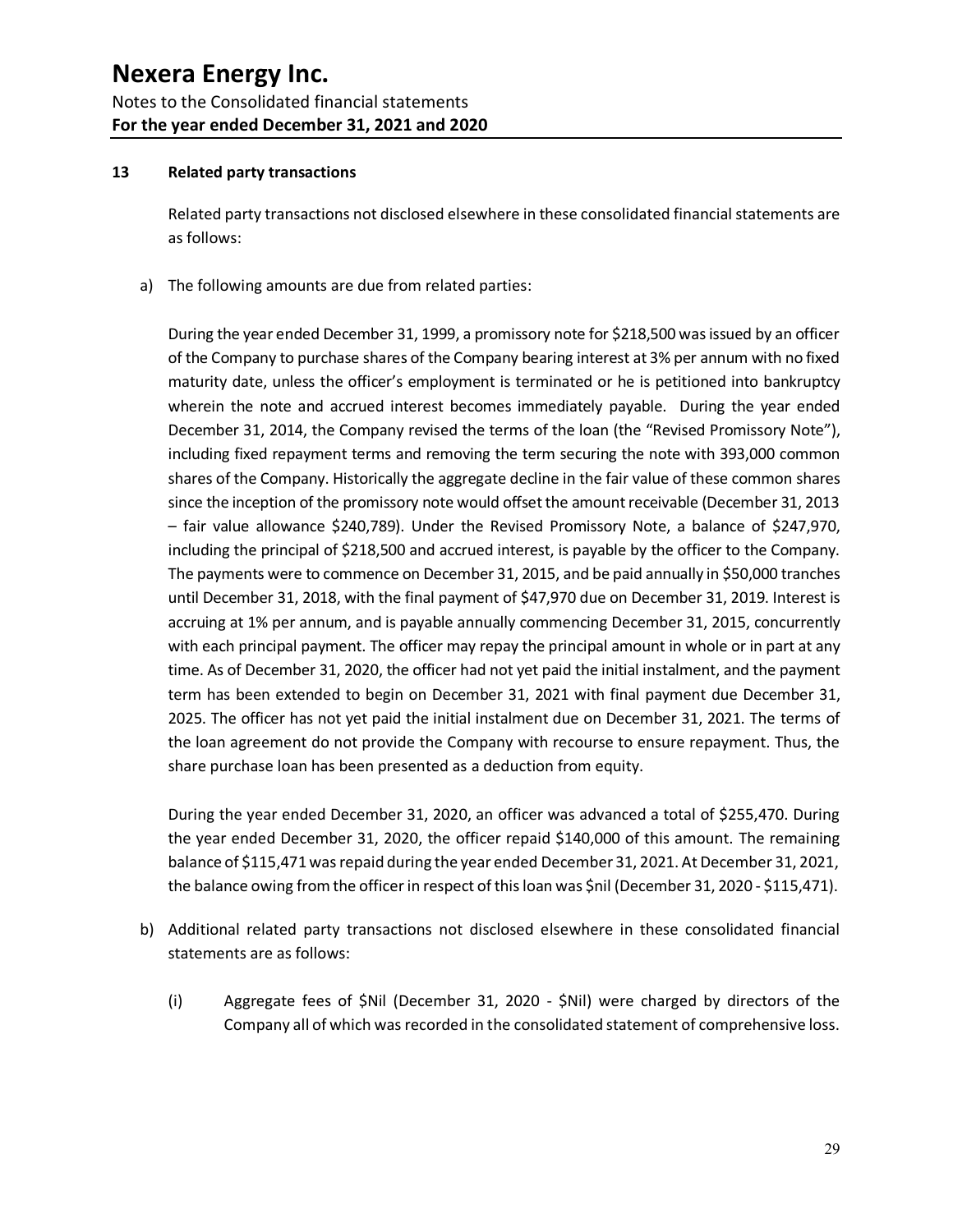# Nexera Energy Inc.

Notes to the Consolidated financial statements
**For the year ended December 31, 2021 and 2020**

## 13 Related party transactions

Related party transactions not disclosed elsewhere in these consolidated financial statements are as follows:

a) The following amounts are due from related parties:

During the year ended December 31, 1999, a promissory note for $218,500 was issued by an officer of the Company to purchase shares of the Company bearing interest at 3% per annum with no fixed maturity date, unless the officer's employment is terminated or he is petitioned into bankruptcy wherein the note and accrued interest becomes immediately payable. During the year ended December 31, 2014, the Company revised the terms of the loan (the "Revised Promissory Note"), including fixed repayment terms and removing the term securing the note with 393,000 common shares of the Company. Historically the aggregate decline in the fair value of these common shares since the inception of the promissory note would offset the amount receivable (December 31, 2013 – fair value allowance $240,789). Under the Revised Promissory Note, a balance of $247,970, including the principal of $218,500 and accrued interest, is payable by the officer to the Company. The payments were to commence on December 31, 2015, and be paid annually in $50,000 tranches until December 31, 2018, with the final payment of $47,970 due on December 31, 2019. Interest is accruing at 1% per annum, and is payable annually commencing December 31, 2015, concurrently with each principal payment. The officer may repay the principal amount in whole or in part at any time. As of December 31, 2020, the officer had not yet paid the initial instalment, and the payment term has been extended to begin on December 31, 2021 with final payment due December 31, 2025. The officer has not yet paid the initial instalment due on December 31, 2021. The terms of the loan agreement do not provide the Company with recourse to ensure repayment. Thus, the share purchase loan has been presented as a deduction from equity.

During the year ended December 31, 2020, an officer was advanced a total of $255,470. During the year ended December 31, 2020, the officer repaid $140,000 of this amount. The remaining balance of $115,471 was repaid during the year ended December 31, 2021. At December 31, 2021, the balance owing from the officer in respect of this loan was $nil (December 31, 2020 - $115,471).

b) Additional related party transactions not disclosed elsewhere in these consolidated financial statements are as follows:

   (i) Aggregate fees of $Nil (December 31, 2020 - $Nil) were charged by directors of the Company all of which was recorded in the consolidated statement of comprehensive loss.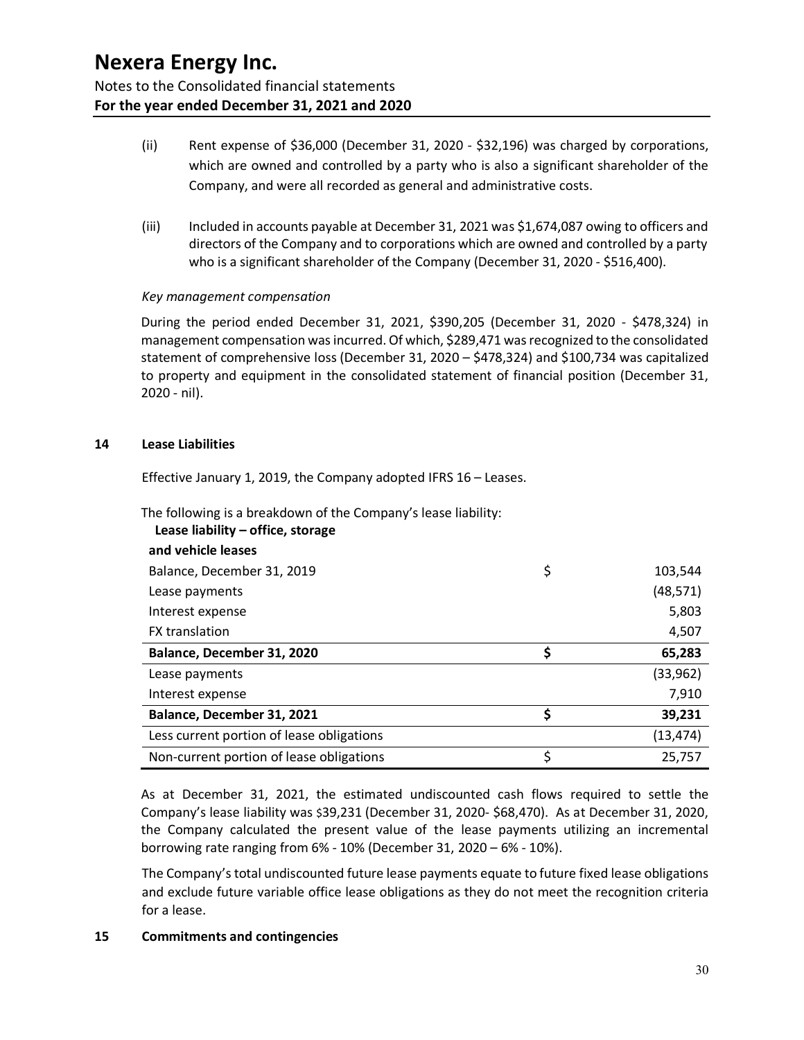(ii) Rent expense of \$36,000 (December 31, 2020 - \$32,196) was charged by corporations, which are owned and controlled by a party who is also a significant shareholder of the Company, and were all recorded as general and administrative costs.

(iii) Included in accounts payable at December 31, 2021 was \$1,674,087 owing to officers and directors of the Company and to corporations which are owned and controlled by a party who is a significant shareholder of the Company (December 31, 2020 - \$516,400).

*Key management compensation*

During the period ended December 31, 2021, \$390,205 (December 31, 2020 - \$478,324) in management compensation was incurred. Of which, \$289,471 was recognized to the consolidated statement of comprehensive loss (December 31, 2020 – \$478,324) and \$100,734 was capitalized to property and equipment in the consolidated statement of financial position (December 31, 2020 - nil).

## 14 Lease Liabilities

Effective January 1, 2019, the Company adopted IFRS 16 – Leases.

The following is a breakdown of the Company's lease liability:

| **Lease liability – office, storage and vehicle leases** | | |
|---|---|---|
| Balance, December 31, 2019 | $ | 103,544 |
| Lease payments | | (48,571) |
| Interest expense | | 5,803 |
| FX translation | | 4,507 |
| **Balance, December 31, 2020** | **$** | **65,283** |
| Lease payments | | (33,962) |
| Interest expense | | 7,910 |
| **Balance, December 31, 2021** | **$** | **39,231** |
| Less current portion of lease obligations | | (13,474) |
| Non-current portion of lease obligations | $ | 25,757 |

As at December 31, 2021, the estimated undiscounted cash flows required to settle the Company's lease liability was \$39,231 (December 31, 2020- \$68,470). As at December 31, 2020, the Company calculated the present value of the lease payments utilizing an incremental borrowing rate ranging from 6% - 10% (December 31, 2020 – 6% - 10%).

The Company's total undiscounted future lease payments equate to future fixed lease obligations and exclude future variable office lease obligations as they do not meet the recognition criteria for a lease.

## 15 Commitments and contingencies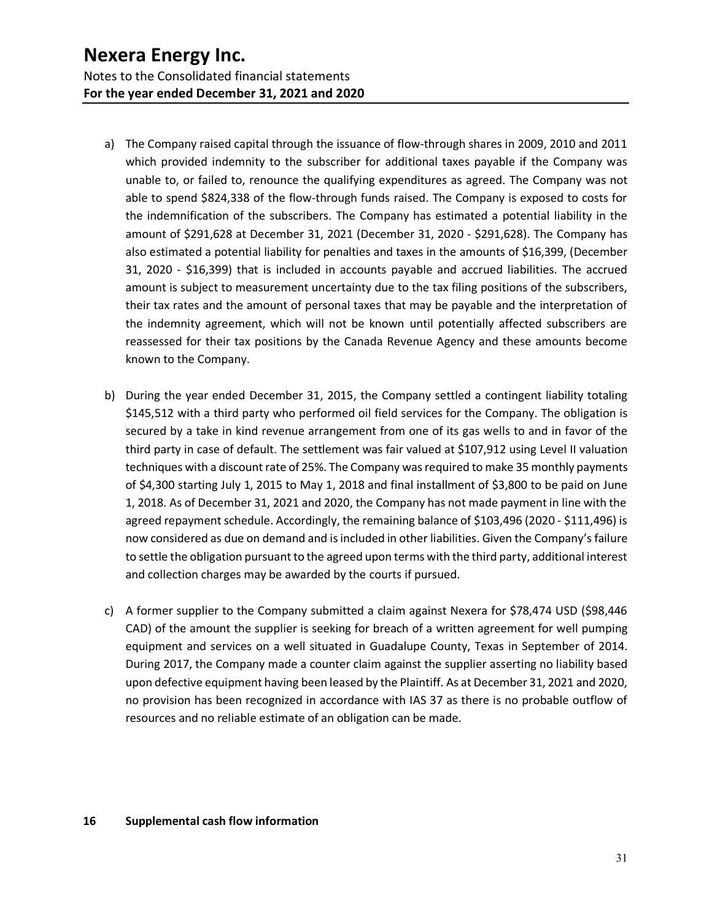a) The Company raised capital through the issuance of flow-through shares in 2009, 2010 and 2011 which provided indemnity to the subscriber for additional taxes payable if the Company was unable to, or failed to, renounce the qualifying expenditures as agreed. The Company was not able to spend $824,338 of the flow-through funds raised. The Company is exposed to costs for the indemnification of the subscribers. The Company has estimated a potential liability in the amount of $291,628 at December 31, 2021 (December 31, 2020 - $291,628). The Company has also estimated a potential liability for penalties and taxes in the amounts of $16,399, (December 31, 2020 - $16,399) that is included in accounts payable and accrued liabilities. The accrued amount is subject to measurement uncertainty due to the tax filing positions of the subscribers, their tax rates and the amount of personal taxes that may be payable and the interpretation of the indemnity agreement, which will not be known until potentially affected subscribers are reassessed for their tax positions by the Canada Revenue Agency and these amounts become known to the Company.

b) During the year ended December 31, 2015, the Company settled a contingent liability totaling $145,512 with a third party who performed oil field services for the Company. The obligation is secured by a take in kind revenue arrangement from one of its gas wells to and in favor of the third party in case of default. The settlement was fair valued at $107,912 using Level II valuation techniques with a discount rate of 25%. The Company was required to make 35 monthly payments of $4,300 starting July 1, 2015 to May 1, 2018 and final installment of $3,800 to be paid on June 1, 2018. As of December 31, 2021 and 2020, the Company has not made payment in line with the agreed repayment schedule. Accordingly, the remaining balance of $103,496 (2020 - $111,496) is now considered as due on demand and is included in other liabilities. Given the Company's failure to settle the obligation pursuant to the agreed upon terms with the third party, additional interest and collection charges may be awarded by the courts if pursued.

c) A former supplier to the Company submitted a claim against Nexera for $78,474 USD ($98,446 CAD) of the amount the supplier is seeking for breach of a written agreement for well pumping equipment and services on a well situated in Guadalupe County, Texas in September of 2014. During 2017, the Company made a counter claim against the supplier asserting no liability based upon defective equipment having been leased by the Plaintiff. As at December 31, 2021 and 2020, no provision has been recognized in accordance with IAS 37 as there is no probable outflow of resources and no reliable estimate of an obligation can be made.

## 16 Supplemental cash flow information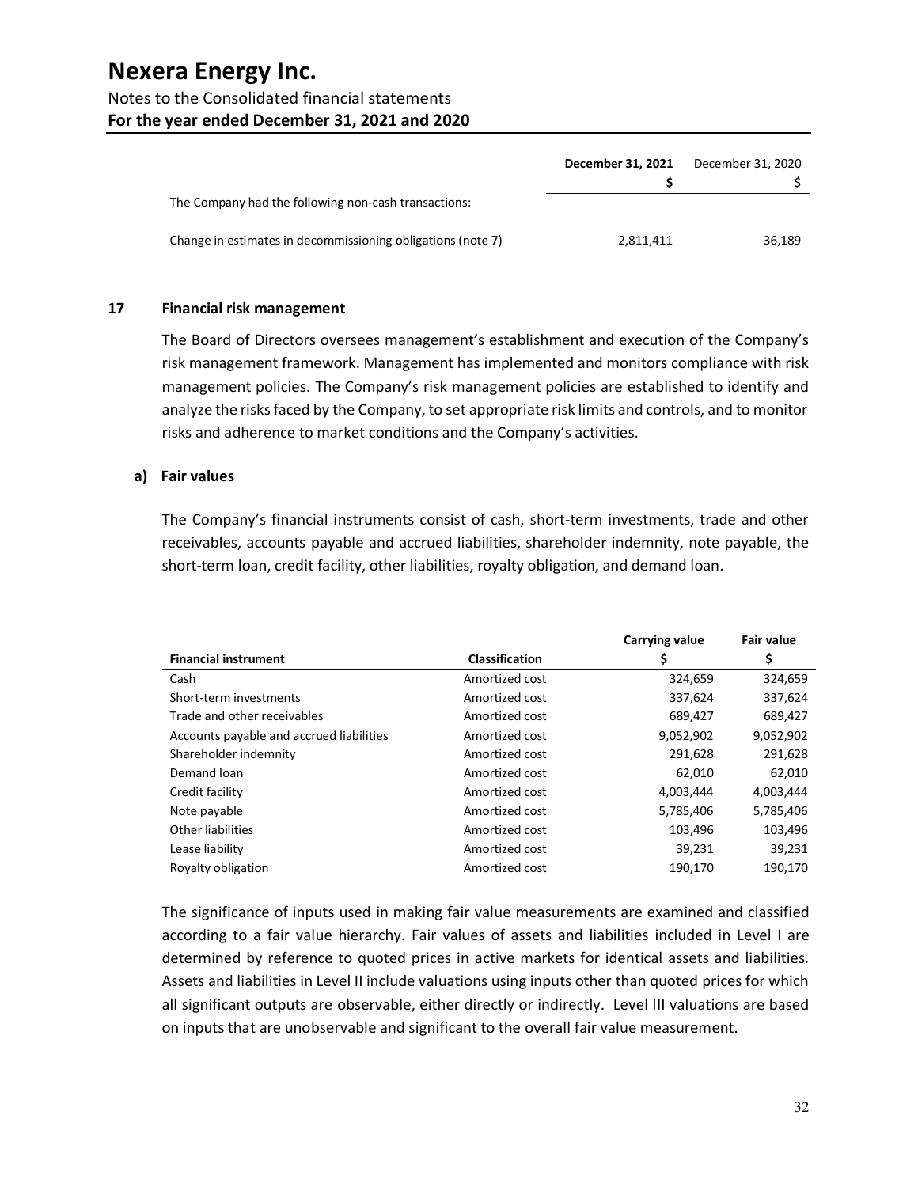| | December 31, 2021 | December 31, 2020 |
|---|---|---|
| | $ | $ |
| The Company had the following non-cash transactions: | | |
| Change in estimates in decommissioning obligations (note 7) | 2,811,411 | 36,189 |

## 17 Financial risk management

The Board of Directors oversees management's establishment and execution of the Company's risk management framework. Management has implemented and monitors compliance with risk management policies. The Company's risk management policies are established to identify and analyze the risks faced by the Company, to set appropriate risk limits and controls, and to monitor risks and adherence to market conditions and the Company's activities.

### a) Fair values

The Company's financial instruments consist of cash, short-term investments, trade and other receivables, accounts payable and accrued liabilities, shareholder indemnity, note payable, the short-term loan, credit facility, other liabilities, royalty obligation, and demand loan.

| Financial instrument | Classification | Carrying value $ | Fair value $ |
|---|---|---|---|
| Cash | Amortized cost | 324,659 | 324,659 |
| Short-term investments | Amortized cost | 337,624 | 337,624 |
| Trade and other receivables | Amortized cost | 689,427 | 689,427 |
| Accounts payable and accrued liabilities | Amortized cost | 9,052,902 | 9,052,902 |
| Shareholder indemnity | Amortized cost | 291,628 | 291,628 |
| Demand loan | Amortized cost | 62,010 | 62,010 |
| Credit facility | Amortized cost | 4,003,444 | 4,003,444 |
| Note payable | Amortized cost | 5,785,406 | 5,785,406 |
| Other liabilities | Amortized cost | 103,496 | 103,496 |
| Lease liability | Amortized cost | 39,231 | 39,231 |
| Royalty obligation | Amortized cost | 190,170 | 190,170 |

The significance of inputs used in making fair value measurements are examined and classified according to a fair value hierarchy. Fair values of assets and liabilities included in Level I are determined by reference to quoted prices in active markets for identical assets and liabilities. Assets and liabilities in Level II include valuations using inputs other than quoted prices for which all significant outputs are observable, either directly or indirectly. Level III valuations are based on inputs that are unobservable and significant to the overall fair value measurement.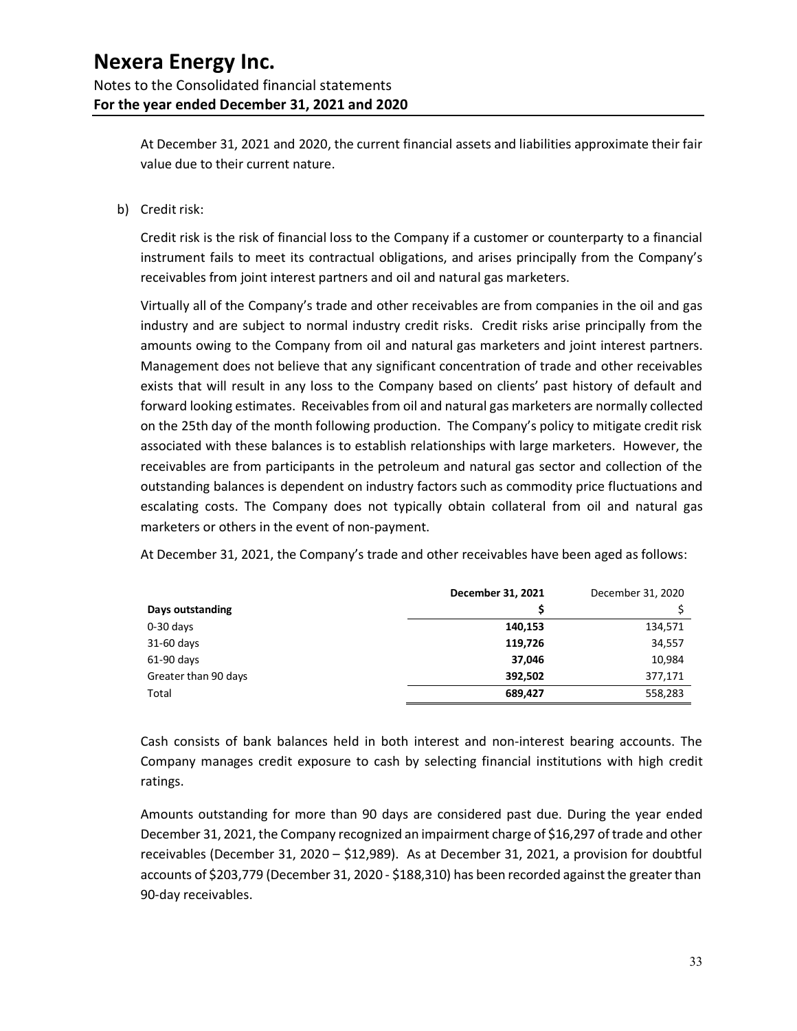At December 31, 2021 and 2020, the current financial assets and liabilities approximate their fair value due to their current nature.

b) Credit risk:

Credit risk is the risk of financial loss to the Company if a customer or counterparty to a financial instrument fails to meet its contractual obligations, and arises principally from the Company's receivables from joint interest partners and oil and natural gas marketers.

Virtually all of the Company's trade and other receivables are from companies in the oil and gas industry and are subject to normal industry credit risks. Credit risks arise principally from the amounts owing to the Company from oil and natural gas marketers and joint interest partners. Management does not believe that any significant concentration of trade and other receivables exists that will result in any loss to the Company based on clients' past history of default and forward looking estimates. Receivables from oil and natural gas marketers are normally collected on the 25th day of the month following production. The Company's policy to mitigate credit risk associated with these balances is to establish relationships with large marketers. However, the receivables are from participants in the petroleum and natural gas sector and collection of the outstanding balances is dependent on industry factors such as commodity price fluctuations and escalating costs. The Company does not typically obtain collateral from oil and natural gas marketers or others in the event of non-payment.

At December 31, 2021, the Company's trade and other receivables have been aged as follows:

| | **December 31, 2021** | December 31, 2020 |
|---|---|---|
| **Days outstanding** | **$** | $ |
| 0-30 days | **140,153** | 134,571 |
| 31-60 days | **119,726** | 34,557 |
| 61-90 days | **37,046** | 10,984 |
| Greater than 90 days | **392,502** | 377,171 |
| Total | **689,427** | 558,283 |

Cash consists of bank balances held in both interest and non-interest bearing accounts. The Company manages credit exposure to cash by selecting financial institutions with high credit ratings.

Amounts outstanding for more than 90 days are considered past due. During the year ended December 31, 2021, the Company recognized an impairment charge of $16,297 of trade and other receivables (December 31, 2020 – $12,989). As at December 31, 2021, a provision for doubtful accounts of $203,779 (December 31, 2020 - $188,310) has been recorded against the greater than 90-day receivables.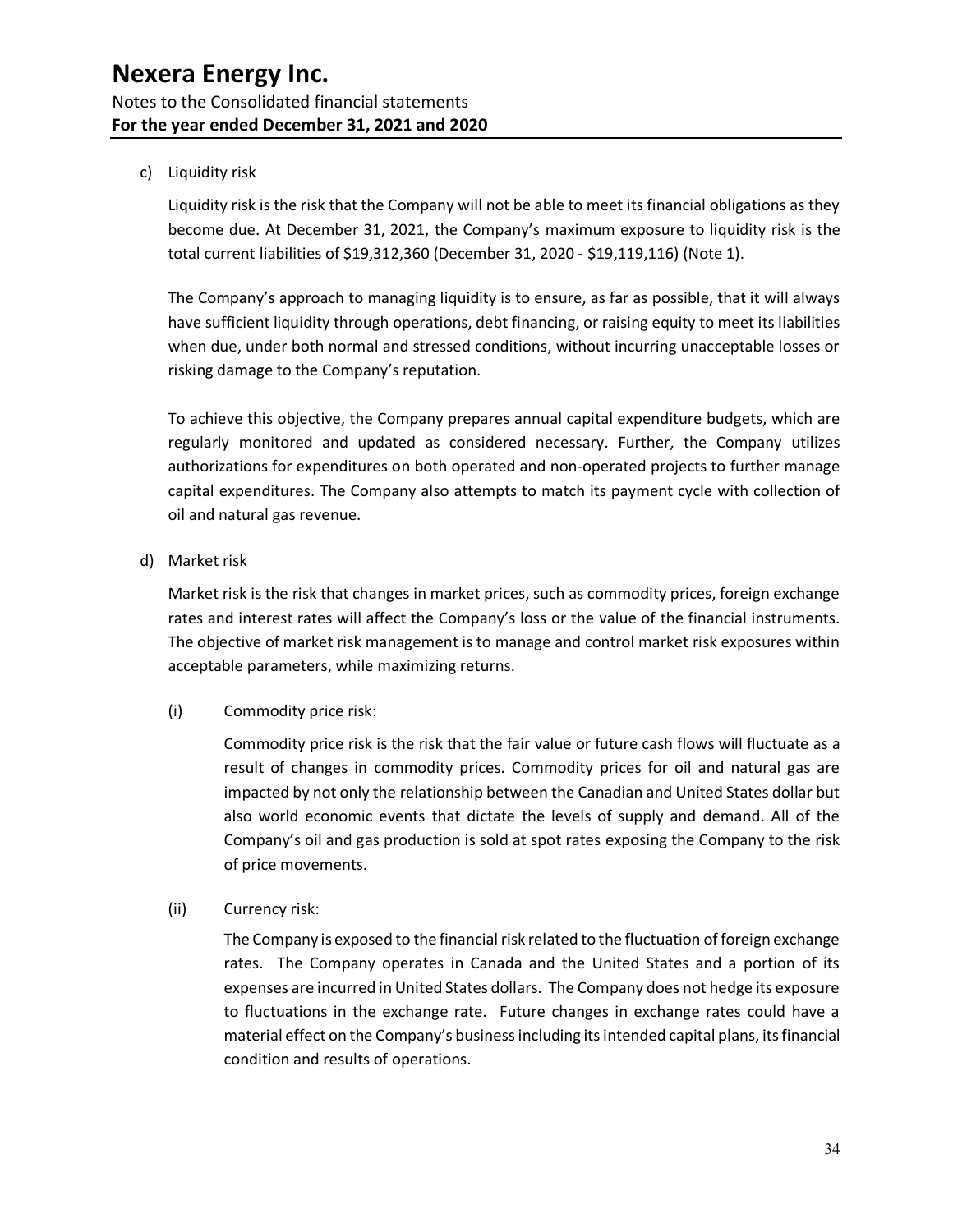c) Liquidity risk

Liquidity risk is the risk that the Company will not be able to meet its financial obligations as they become due. At December 31, 2021, the Company's maximum exposure to liquidity risk is the total current liabilities of $19,312,360 (December 31, 2020 - $19,119,116) (Note 1).

The Company's approach to managing liquidity is to ensure, as far as possible, that it will always have sufficient liquidity through operations, debt financing, or raising equity to meet its liabilities when due, under both normal and stressed conditions, without incurring unacceptable losses or risking damage to the Company's reputation.

To achieve this objective, the Company prepares annual capital expenditure budgets, which are regularly monitored and updated as considered necessary. Further, the Company utilizes authorizations for expenditures on both operated and non-operated projects to further manage capital expenditures. The Company also attempts to match its payment cycle with collection of oil and natural gas revenue.

d) Market risk

Market risk is the risk that changes in market prices, such as commodity prices, foreign exchange rates and interest rates will affect the Company's loss or the value of the financial instruments. The objective of market risk management is to manage and control market risk exposures within acceptable parameters, while maximizing returns.

(i) Commodity price risk:

Commodity price risk is the risk that the fair value or future cash flows will fluctuate as a result of changes in commodity prices. Commodity prices for oil and natural gas are impacted by not only the relationship between the Canadian and United States dollar but also world economic events that dictate the levels of supply and demand. All of the Company's oil and gas production is sold at spot rates exposing the Company to the risk of price movements.

(ii) Currency risk:

The Company is exposed to the financial risk related to the fluctuation of foreign exchange rates. The Company operates in Canada and the United States and a portion of its expenses are incurred in United States dollars. The Company does not hedge its exposure to fluctuations in the exchange rate. Future changes in exchange rates could have a material effect on the Company's business including its intended capital plans, its financial condition and results of operations.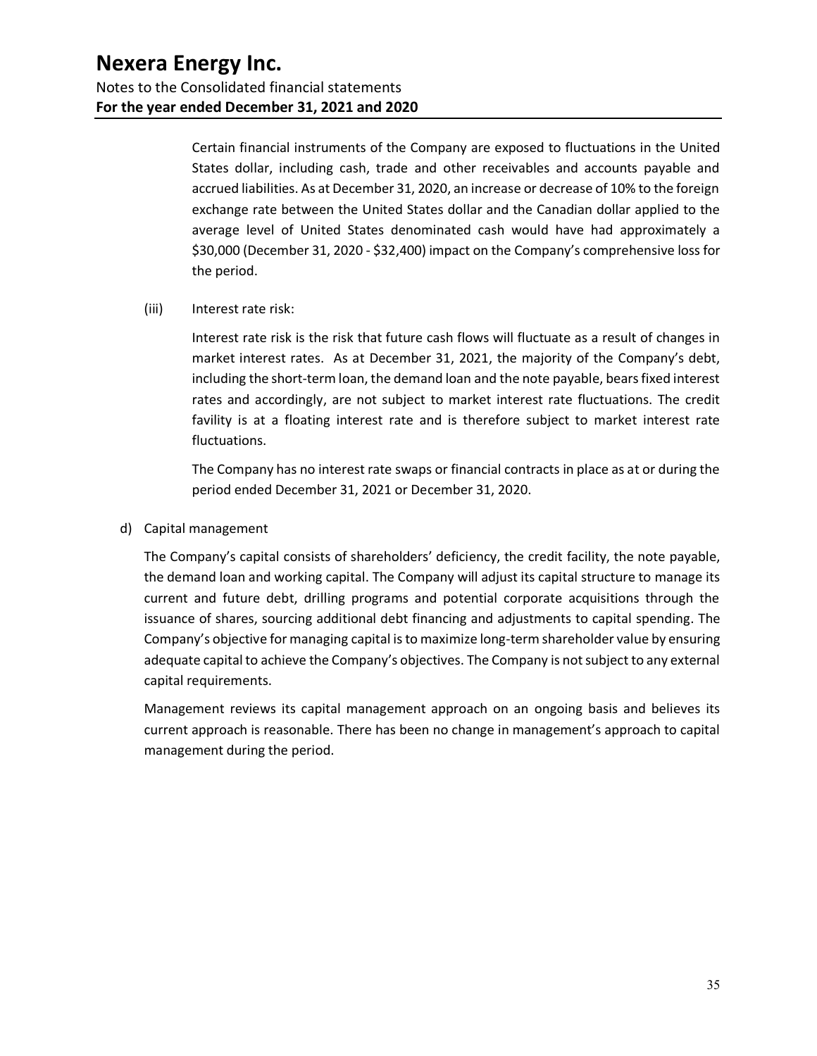Certain financial instruments of the Company are exposed to fluctuations in the United States dollar, including cash, trade and other receivables and accounts payable and accrued liabilities. As at December 31, 2020, an increase or decrease of 10% to the foreign exchange rate between the United States dollar and the Canadian dollar applied to the average level of United States denominated cash would have had approximately a $30,000 (December 31, 2020 - $32,400) impact on the Company's comprehensive loss for the period.

(iii) Interest rate risk:

Interest rate risk is the risk that future cash flows will fluctuate as a result of changes in market interest rates. As at December 31, 2021, the majority of the Company's debt, including the short-term loan, the demand loan and the note payable, bears fixed interest rates and accordingly, are not subject to market interest rate fluctuations. The credit favility is at a floating interest rate and is therefore subject to market interest rate fluctuations.

The Company has no interest rate swaps or financial contracts in place as at or during the period ended December 31, 2021 or December 31, 2020.

d) Capital management

The Company's capital consists of shareholders' deficiency, the credit facility, the note payable, the demand loan and working capital. The Company will adjust its capital structure to manage its current and future debt, drilling programs and potential corporate acquisitions through the issuance of shares, sourcing additional debt financing and adjustments to capital spending. The Company's objective for managing capital is to maximize long-term shareholder value by ensuring adequate capital to achieve the Company's objectives. The Company is not subject to any external capital requirements.

Management reviews its capital management approach on an ongoing basis and believes its current approach is reasonable. There has been no change in management's approach to capital management during the period.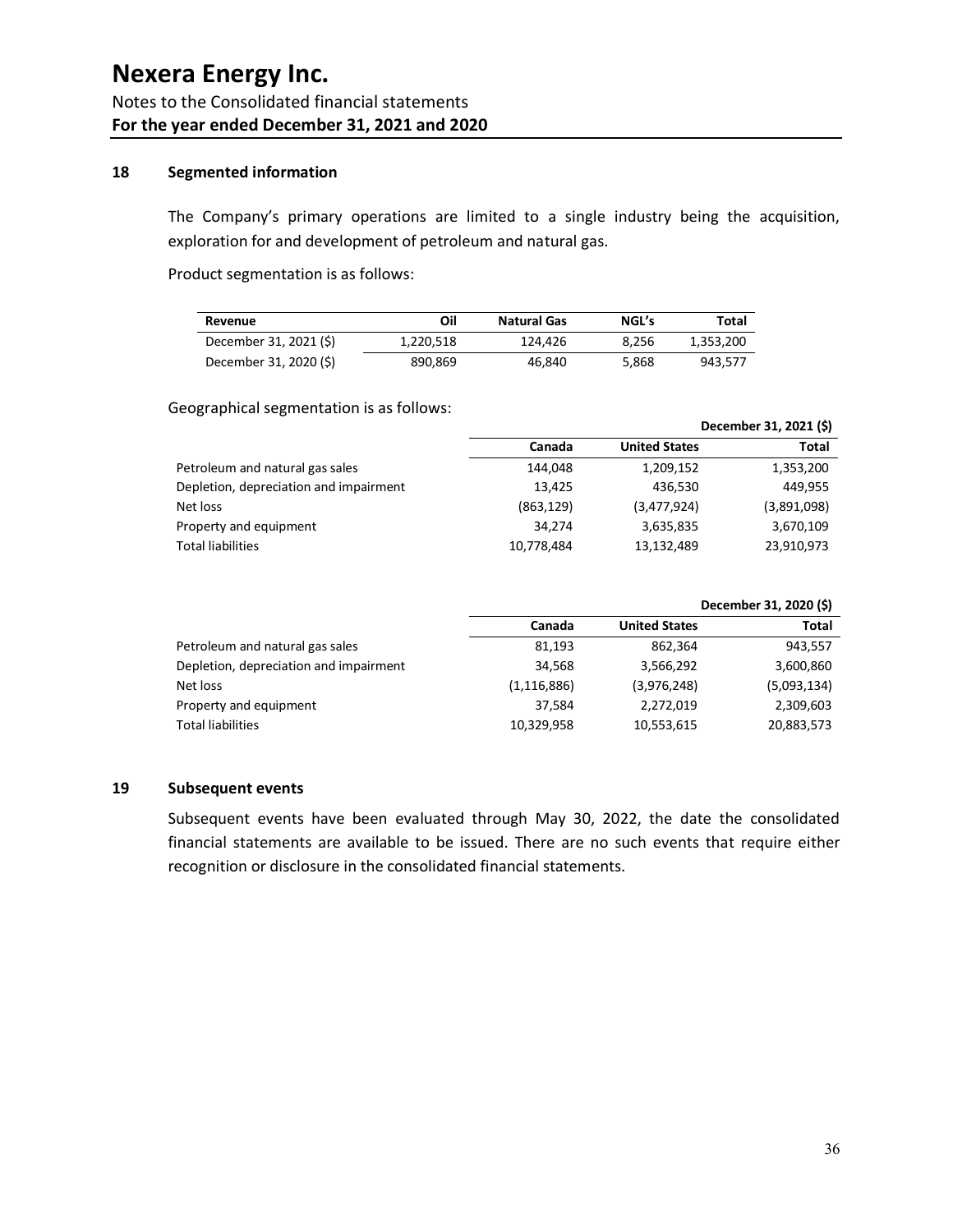# Nexera Energy Inc.

Notes to the Consolidated financial statements

**For the year ended December 31, 2021 and 2020**

## 18 Segmented information

The Company's primary operations are limited to a single industry being the acquisition, exploration for and development of petroleum and natural gas.

Product segmentation is as follows:

| Revenue | Oil | Natural Gas | NGL's | Total |
|---|---|---|---|---|
| December 31, 2021 ($) | 1,220,518 | 124,426 | 8,256 | 1,353,200 |
| December 31, 2020 ($) | 890,869 | 46,840 | 5,868 | 943,577 |

Geographical segmentation is as follows:

| | December 31, 2021 ($) | | |
|---|---|---|---|
| | Canada | United States | Total |
| Petroleum and natural gas sales | 144,048 | 1,209,152 | 1,353,200 |
| Depletion, depreciation and impairment | 13,425 | 436,530 | 449,955 |
| Net loss | (863,129) | (3,477,924) | (3,891,098) |
| Property and equipment | 34,274 | 3,635,835 | 3,670,109 |
| Total liabilities | 10,778,484 | 13,132,489 | 23,910,973 |

| | December 31, 2020 ($) | | |
|---|---|---|---|
| | Canada | United States | Total |
| Petroleum and natural gas sales | 81,193 | 862,364 | 943,557 |
| Depletion, depreciation and impairment | 34,568 | 3,566,292 | 3,600,860 |
| Net loss | (1,116,886) | (3,976,248) | (5,093,134) |
| Property and equipment | 37,584 | 2,272,019 | 2,309,603 |
| Total liabilities | 10,329,958 | 10,553,615 | 20,883,573 |

## 19 Subsequent events

Subsequent events have been evaluated through May 30, 2022, the date the consolidated financial statements are available to be issued. There are no such events that require either recognition or disclosure in the consolidated financial statements.